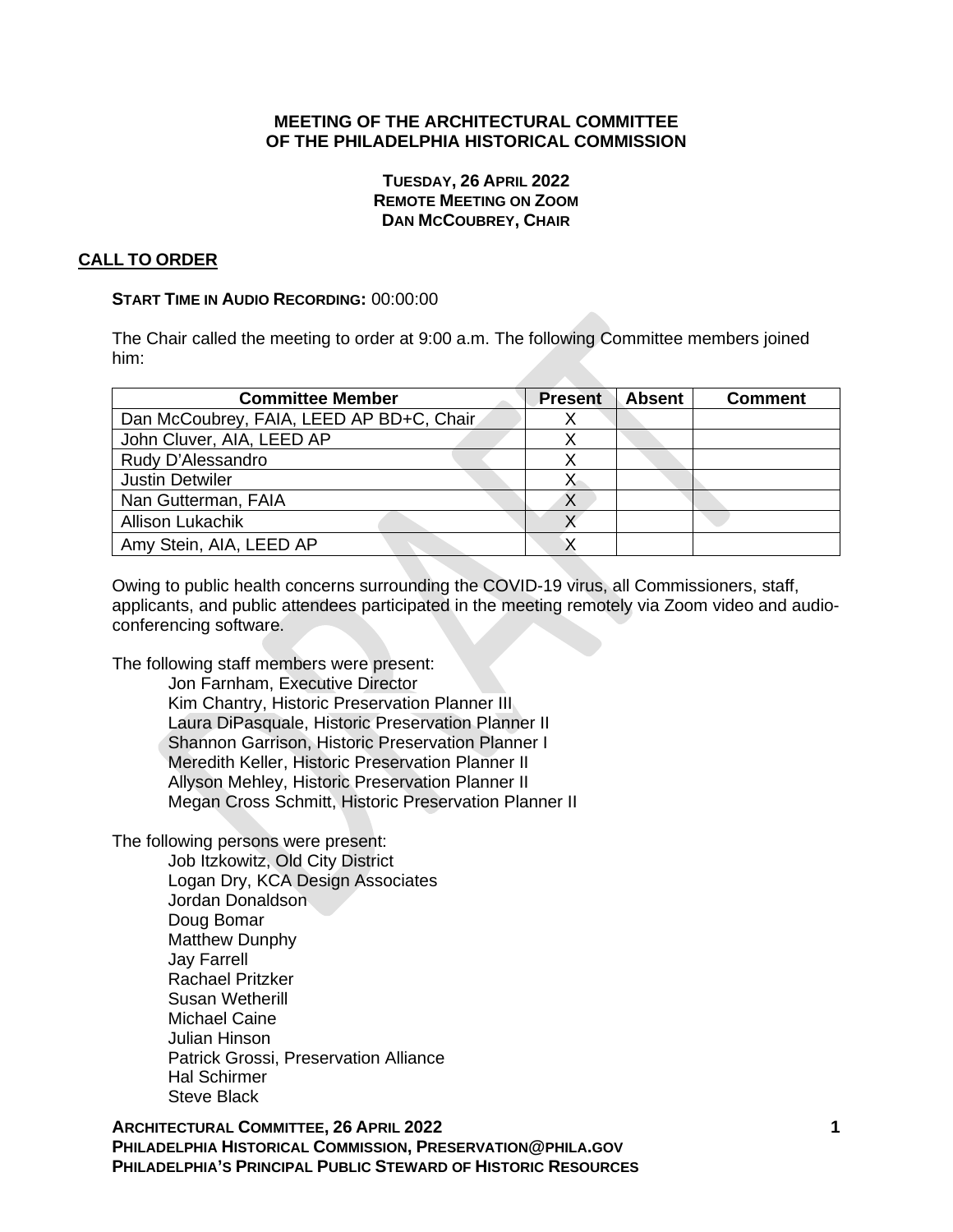# MEETING OF THE ARCHITECTURAL COMMITTEE OF THE PHILADELPHIA HISTORICAL COMMISSION

**TUESDAY, 26 APRIL 2022**
**REMOTE MEETING ON ZOOM**
**DAN MCCOUBREY, CHAIR**

## CALL TO ORDER

**START TIME IN AUDIO RECORDING:** 00:00:00

The Chair called the meeting to order at 9:00 a.m. The following Committee members joined him:

| Committee Member | Present | Absent | Comment |
|---|---|---|---|
| Dan McCoubrey, FAIA, LEED AP BD+C, Chair | X | | |
| John Cluver, AIA, LEED AP | X | | |
| Rudy D'Alessandro | X | | |
| Justin Detwiler | X | | |
| Nan Gutterman, FAIA | X | | |
| Allison Lukachik | X | | |
| Amy Stein, AIA, LEED AP | X | | |

Owing to public health concerns surrounding the COVID-19 virus, all Commissioners, staff, applicants, and public attendees participated in the meeting remotely via Zoom video and audio-conferencing software.

The following staff members were present:

- Jon Farnham, Executive Director
- Kim Chantry, Historic Preservation Planner III
- Laura DiPasquale, Historic Preservation Planner II
- Shannon Garrison, Historic Preservation Planner I
- Meredith Keller, Historic Preservation Planner II
- Allyson Mehley, Historic Preservation Planner II
- Megan Cross Schmitt, Historic Preservation Planner II

The following persons were present:

- Job Itzkowitz, Old City District
- Logan Dry, KCA Design Associates
- Jordan Donaldson
- Doug Bomar
- Matthew Dunphy
- Jay Farrell
- Rachael Pritzker
- Susan Wetherill
- Michael Caine
- Julian Hinson
- Patrick Grossi, Preservation Alliance
- Hal Schirmer
- Steve Black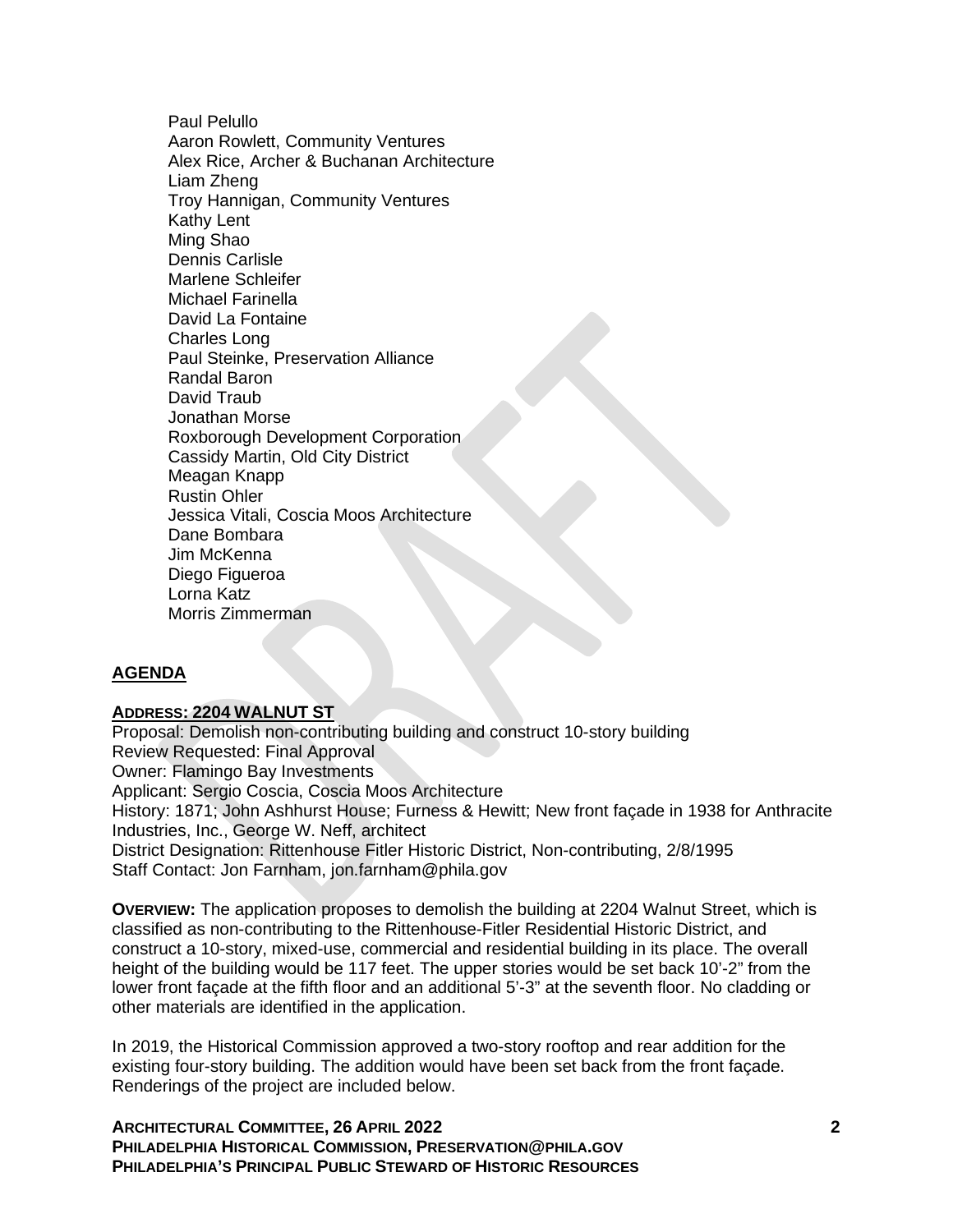Paul Pelullo
Aaron Rowlett, Community Ventures
Alex Rice, Archer & Buchanan Architecture
Liam Zheng
Troy Hannigan, Community Ventures
Kathy Lent
Ming Shao
Dennis Carlisle
Marlene Schleifer
Michael Farinella
David La Fontaine
Charles Long
Paul Steinke, Preservation Alliance
Randal Baron
David Traub
Jonathan Morse
Roxborough Development Corporation
Cassidy Martin, Old City District
Meagan Knapp
Rustin Ohler
Jessica Vitali, Coscia Moos Architecture
Dane Bombara
Jim McKenna
Diego Figueroa
Lorna Katz
Morris Zimmerman

## AGENDA

### ADDRESS: 2204 WALNUT ST

Proposal: Demolish non-contributing building and construct 10-story building
Review Requested: Final Approval
Owner: Flamingo Bay Investments
Applicant: Sergio Coscia, Coscia Moos Architecture
History: 1871; John Ashhurst House; Furness & Hewitt; New front façade in 1938 for Anthracite Industries, Inc., George W. Neff, architect
District Designation: Rittenhouse Fitler Historic District, Non-contributing, 2/8/1995
Staff Contact: Jon Farnham, jon.farnham@phila.gov

**OVERVIEW:** The application proposes to demolish the building at 2204 Walnut Street, which is classified as non-contributing to the Rittenhouse-Fitler Residential Historic District, and construct a 10-story, mixed-use, commercial and residential building in its place. The overall height of the building would be 117 feet. The upper stories would be set back 10'-2" from the lower front façade at the fifth floor and an additional 5'-3" at the seventh floor. No cladding or other materials are identified in the application.

In 2019, the Historical Commission approved a two-story rooftop and rear addition for the existing four-story building. The addition would have been set back from the front façade. Renderings of the project are included below.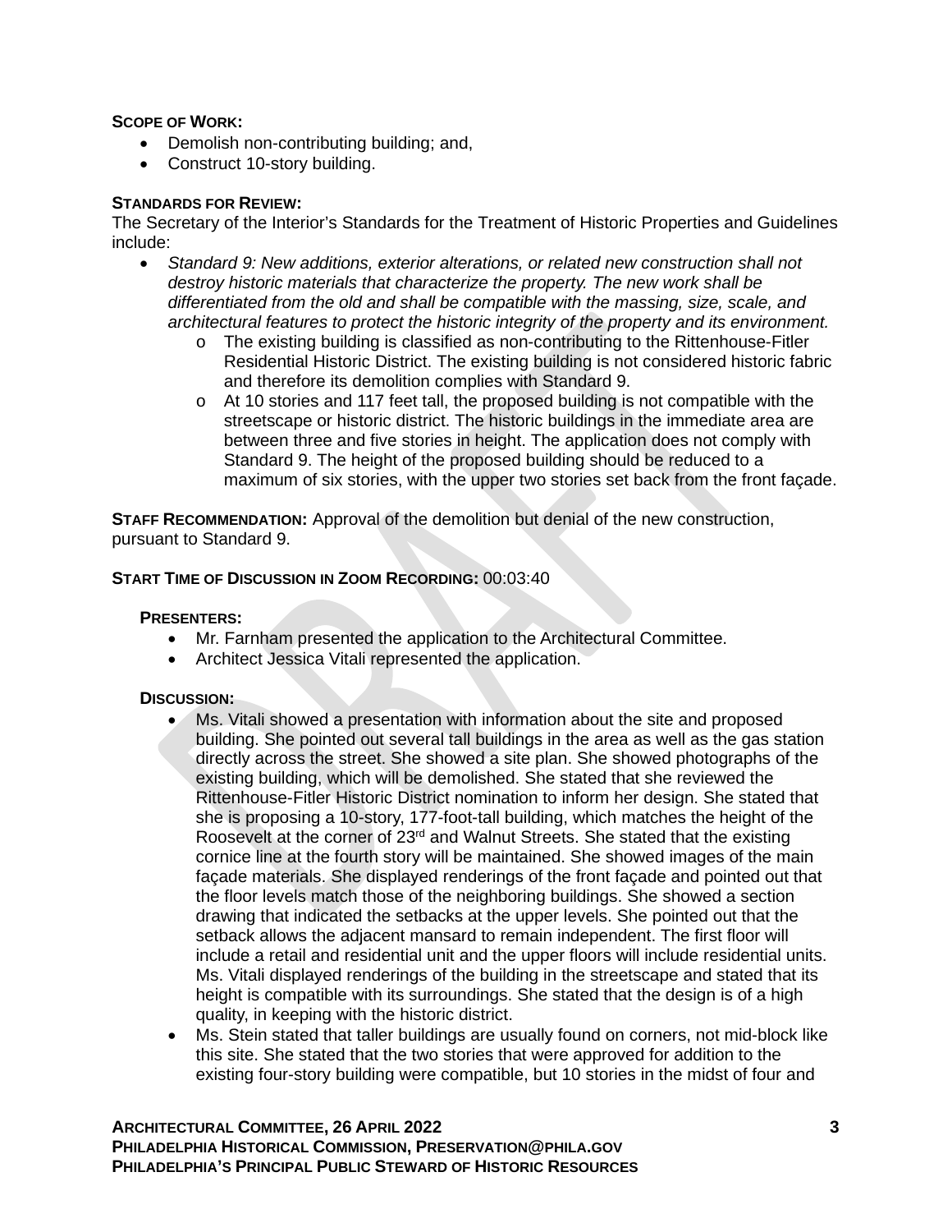**SCOPE OF WORK:**

- Demolish non-contributing building; and,
- Construct 10-story building.

**STANDARDS FOR REVIEW:**

The Secretary of the Interior's Standards for the Treatment of Historic Properties and Guidelines include:

- *Standard 9: New additions, exterior alterations, or related new construction shall not destroy historic materials that characterize the property. The new work shall be differentiated from the old and shall be compatible with the massing, size, scale, and architectural features to protect the historic integrity of the property and its environment.*
    - The existing building is classified as non-contributing to the Rittenhouse-Fitler Residential Historic District. The existing building is not considered historic fabric and therefore its demolition complies with Standard 9.
    - At 10 stories and 117 feet tall, the proposed building is not compatible with the streetscape or historic district. The historic buildings in the immediate area are between three and five stories in height. The application does not comply with Standard 9. The height of the proposed building should be reduced to a maximum of six stories, with the upper two stories set back from the front façade.

**STAFF RECOMMENDATION:** Approval of the demolition but denial of the new construction, pursuant to Standard 9.

**START TIME OF DISCUSSION IN ZOOM RECORDING:** 00:03:40

**PRESENTERS:**

- Mr. Farnham presented the application to the Architectural Committee.
- Architect Jessica Vitali represented the application.

**DISCUSSION:**

- Ms. Vitali showed a presentation with information about the site and proposed building. She pointed out several tall buildings in the area as well as the gas station directly across the street. She showed a site plan. She showed photographs of the existing building, which will be demolished. She stated that she reviewed the Rittenhouse-Fitler Historic District nomination to inform her design. She stated that she is proposing a 10-story, 177-foot-tall building, which matches the height of the Roosevelt at the corner of 23rd and Walnut Streets. She stated that the existing cornice line at the fourth story will be maintained. She showed images of the main façade materials. She displayed renderings of the front façade and pointed out that the floor levels match those of the neighboring buildings. She showed a section drawing that indicated the setbacks at the upper levels. She pointed out that the setback allows the adjacent mansard to remain independent. The first floor will include a retail and residential unit and the upper floors will include residential units. Ms. Vitali displayed renderings of the building in the streetscape and stated that its height is compatible with its surroundings. She stated that the design is of a high quality, in keeping with the historic district.
- Ms. Stein stated that taller buildings are usually found on corners, not mid-block like this site. She stated that the two stories that were approved for addition to the existing four-story building were compatible, but 10 stories in the midst of four and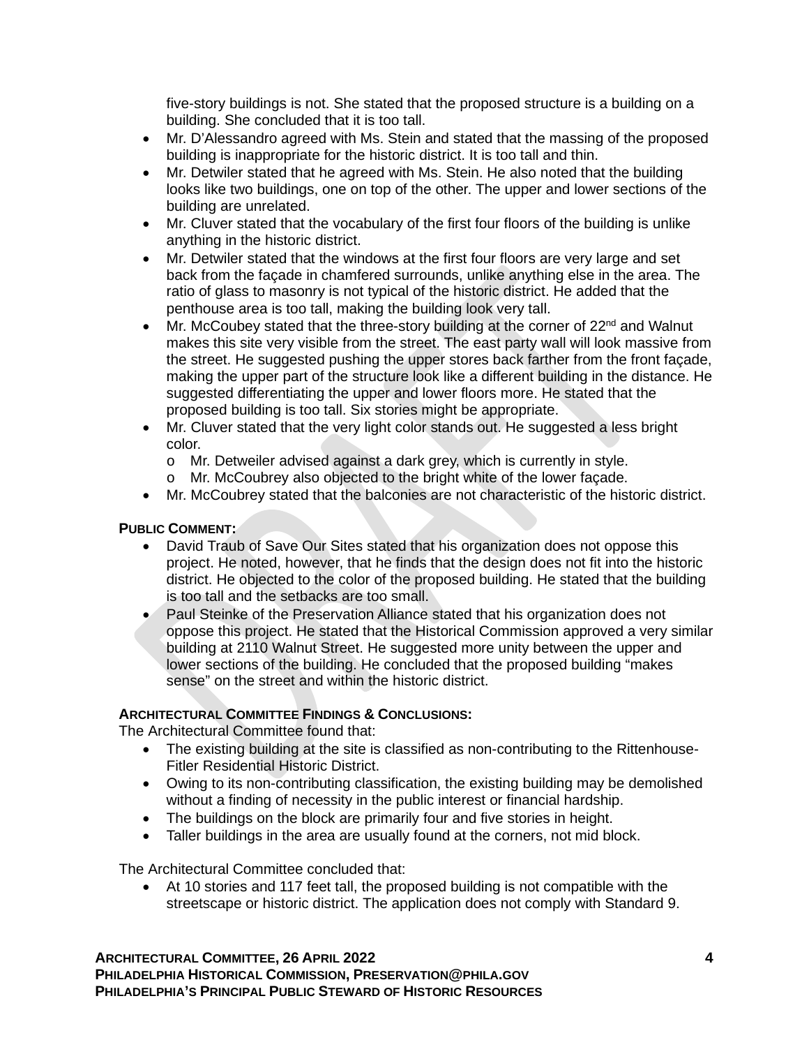five-story buildings is not. She stated that the proposed structure is a building on a building. She concluded that it is too tall.

- Mr. D'Alessandro agreed with Ms. Stein and stated that the massing of the proposed building is inappropriate for the historic district. It is too tall and thin.
- Mr. Detwiler stated that he agreed with Ms. Stein. He also noted that the building looks like two buildings, one on top of the other. The upper and lower sections of the building are unrelated.
- Mr. Cluver stated that the vocabulary of the first four floors of the building is unlike anything in the historic district.
- Mr. Detwiler stated that the windows at the first four floors are very large and set back from the façade in chamfered surrounds, unlike anything else in the area. The ratio of glass to masonry is not typical of the historic district. He added that the penthouse area is too tall, making the building look very tall.
- Mr. McCoubey stated that the three-story building at the corner of 22nd and Walnut makes this site very visible from the street. The east party wall will look massive from the street. He suggested pushing the upper stores back farther from the front façade, making the upper part of the structure look like a different building in the distance. He suggested differentiating the upper and lower floors more. He stated that the proposed building is too tall. Six stories might be appropriate.
- Mr. Cluver stated that the very light color stands out. He suggested a less bright color.
  - Mr. Detweiler advised against a dark grey, which is currently in style.
  - Mr. McCoubrey also objected to the bright white of the lower façade.
- Mr. McCoubrey stated that the balconies are not characteristic of the historic district.

**PUBLIC COMMENT:**

- David Traub of Save Our Sites stated that his organization does not oppose this project. He noted, however, that he finds that the design does not fit into the historic district. He objected to the color of the proposed building. He stated that the building is too tall and the setbacks are too small.
- Paul Steinke of the Preservation Alliance stated that his organization does not oppose this project. He stated that the Historical Commission approved a very similar building at 2110 Walnut Street. He suggested more unity between the upper and lower sections of the building. He concluded that the proposed building "makes sense" on the street and within the historic district.

**ARCHITECTURAL COMMITTEE FINDINGS & CONCLUSIONS:**

The Architectural Committee found that:

- The existing building at the site is classified as non-contributing to the Rittenhouse-Fitler Residential Historic District.
- Owing to its non-contributing classification, the existing building may be demolished without a finding of necessity in the public interest or financial hardship.
- The buildings on the block are primarily four and five stories in height.
- Taller buildings in the area are usually found at the corners, not mid block.

The Architectural Committee concluded that:

- At 10 stories and 117 feet tall, the proposed building is not compatible with the streetscape or historic district. The application does not comply with Standard 9.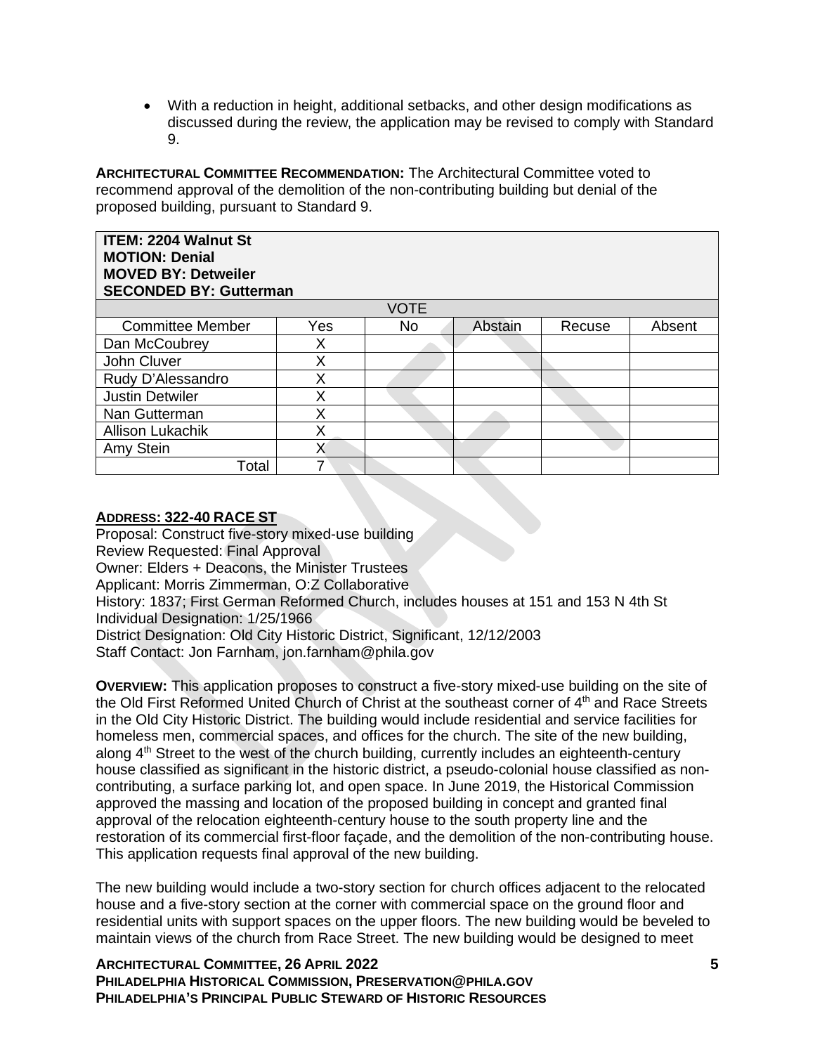- With a reduction in height, additional setbacks, and other design modifications as discussed during the review, the application may be revised to comply with Standard 9.

**ARCHITECTURAL COMMITTEE RECOMMENDATION:** The Architectural Committee voted to recommend approval of the demolition of the non-contributing building but denial of the proposed building, pursuant to Standard 9.

| **ITEM: 2204 Walnut St<br>MOTION: Denial<br>MOVED BY: Detweiler<br>SECONDED BY: Gutterman** | | | | | |
|---|---|---|---|---|---|
| VOTE | | | | | |
| Committee Member | Yes | No | Abstain | Recuse | Absent |
| Dan McCoubrey | X | | | | |
| John Cluver | X | | | | |
| Rudy D'Alessandro | X | | | | |
| Justin Detwiler | X | | | | |
| Nan Gutterman | X | | | | |
| Allison Lukachik | X | | | | |
| Amy Stein | X | | | | |
| Total | 7 | | | | |

**ADDRESS: 322-40 RACE ST**
Proposal: Construct five-story mixed-use building
Review Requested: Final Approval
Owner: Elders + Deacons, the Minister Trustees
Applicant: Morris Zimmerman, O:Z Collaborative
History: 1837; First German Reformed Church, includes houses at 151 and 153 N 4th St
Individual Designation: 1/25/1966
District Designation: Old City Historic District, Significant, 12/12/2003
Staff Contact: Jon Farnham, jon.farnham@phila.gov

**OVERVIEW:** This application proposes to construct a five-story mixed-use building on the site of the Old First Reformed United Church of Christ at the southeast corner of 4th and Race Streets in the Old City Historic District. The building would include residential and service facilities for homeless men, commercial spaces, and offices for the church. The site of the new building, along 4th Street to the west of the church building, currently includes an eighteenth-century house classified as significant in the historic district, a pseudo-colonial house classified as non-contributing, a surface parking lot, and open space. In June 2019, the Historical Commission approved the massing and location of the proposed building in concept and granted final approval of the relocation eighteenth-century house to the south property line and the restoration of its commercial first-floor façade, and the demolition of the non-contributing house. This application requests final approval of the new building.

The new building would include a two-story section for church offices adjacent to the relocated house and a five-story section at the corner with commercial space on the ground floor and residential units with support spaces on the upper floors. The new building would be beveled to maintain views of the church from Race Street. The new building would be designed to meet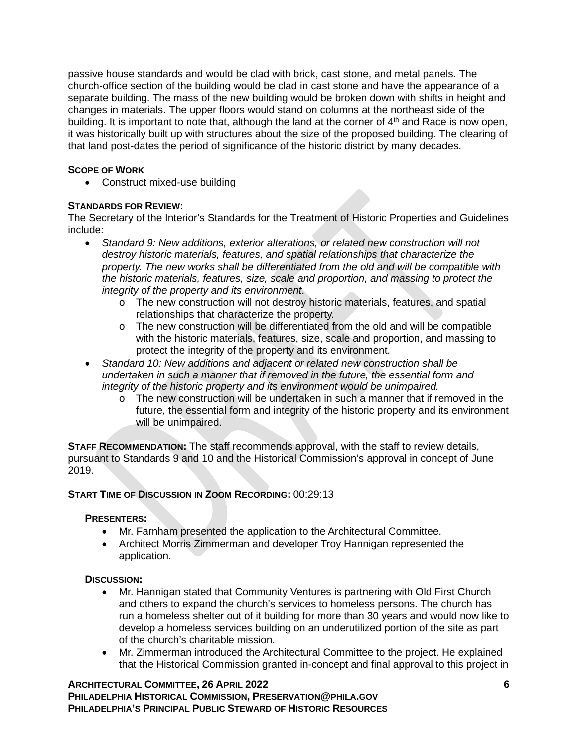passive house standards and would be clad with brick, cast stone, and metal panels. The church-office section of the building would be clad in cast stone and have the appearance of a separate building. The mass of the new building would be broken down with shifts in height and changes in materials. The upper floors would stand on columns at the northeast side of the building. It is important to note that, although the land at the corner of 4th and Race is now open, it was historically built up with structures about the size of the proposed building. The clearing of that land post-dates the period of significance of the historic district by many decades.

**SCOPE OF WORK**

- Construct mixed-use building

**STANDARDS FOR REVIEW:**
The Secretary of the Interior's Standards for the Treatment of Historic Properties and Guidelines include:

- *Standard 9: New additions, exterior alterations, or related new construction will not destroy historic materials, features, and spatial relationships that characterize the property. The new works shall be differentiated from the old and will be compatible with the historic materials, features, size, scale and proportion, and massing to protect the integrity of the property and its environment.*
  - The new construction will not destroy historic materials, features, and spatial relationships that characterize the property.
  - The new construction will be differentiated from the old and will be compatible with the historic materials, features, size, scale and proportion, and massing to protect the integrity of the property and its environment.
- *Standard 10: New additions and adjacent or related new construction shall be undertaken in such a manner that if removed in the future, the essential form and integrity of the historic property and its environment would be unimpaired.*
  - The new construction will be undertaken in such a manner that if removed in the future, the essential form and integrity of the historic property and its environment will be unimpaired.

**STAFF RECOMMENDATION:** The staff recommends approval, with the staff to review details, pursuant to Standards 9 and 10 and the Historical Commission's approval in concept of June 2019.

**START TIME OF DISCUSSION IN ZOOM RECORDING:** 00:29:13

**PRESENTERS:**

- Mr. Farnham presented the application to the Architectural Committee.
- Architect Morris Zimmerman and developer Troy Hannigan represented the application.

**DISCUSSION:**

- Mr. Hannigan stated that Community Ventures is partnering with Old First Church and others to expand the church's services to homeless persons. The church has run a homeless shelter out of it building for more than 30 years and would now like to develop a homeless services building on an underutilized portion of the site as part of the church's charitable mission.
- Mr. Zimmerman introduced the Architectural Committee to the project. He explained that the Historical Commission granted in-concept and final approval to this project in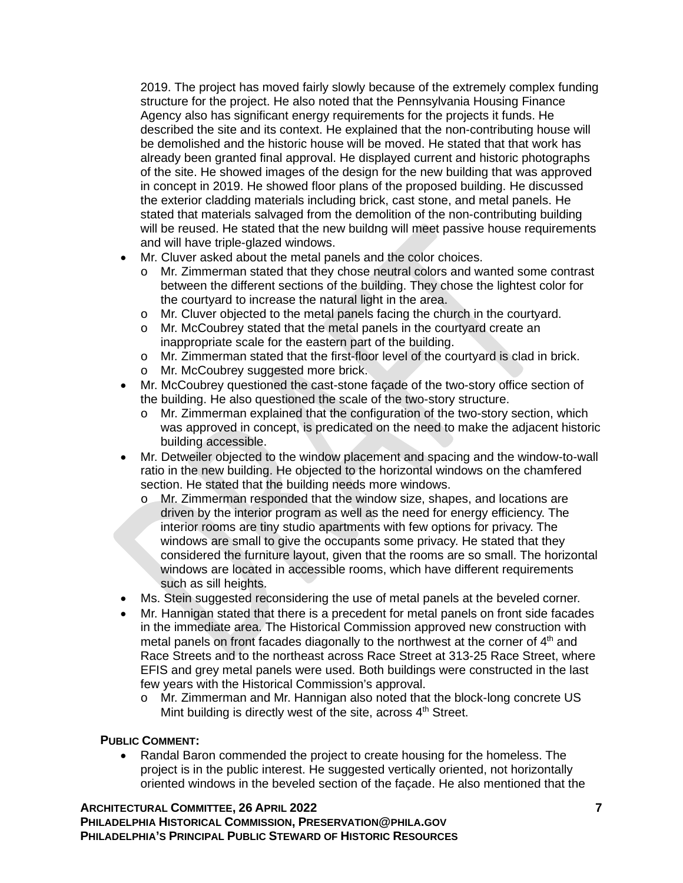2019. The project has moved fairly slowly because of the extremely complex funding structure for the project. He also noted that the Pennsylvania Housing Finance Agency also has significant energy requirements for the projects it funds. He described the site and its context. He explained that the non-contributing house will be demolished and the historic house will be moved. He stated that that work has already been granted final approval. He displayed current and historic photographs of the site. He showed images of the design for the new building that was approved in concept in 2019. He showed floor plans of the proposed building. He discussed the exterior cladding materials including brick, cast stone, and metal panels. He stated that materials salvaged from the demolition of the non-contributing building will be reused. He stated that the new buildng will meet passive house requirements and will have triple-glazed windows.

- Mr. Cluver asked about the metal panels and the color choices.
  - Mr. Zimmerman stated that they chose neutral colors and wanted some contrast between the different sections of the building. They chose the lightest color for the courtyard to increase the natural light in the area.
  - Mr. Cluver objected to the metal panels facing the church in the courtyard.
  - Mr. McCoubrey stated that the metal panels in the courtyard create an inappropriate scale for the eastern part of the building.
  - Mr. Zimmerman stated that the first-floor level of the courtyard is clad in brick.
  - Mr. McCoubrey suggested more brick.
- Mr. McCoubrey questioned the cast-stone façade of the two-story office section of the building. He also questioned the scale of the two-story structure.
  - Mr. Zimmerman explained that the configuration of the two-story section, which was approved in concept, is predicated on the need to make the adjacent historic building accessible.
- Mr. Detweiler objected to the window placement and spacing and the window-to-wall ratio in the new building. He objected to the horizontal windows on the chamfered section. He stated that the building needs more windows.
  - Mr. Zimmerman responded that the window size, shapes, and locations are driven by the interior program as well as the need for energy efficiency. The interior rooms are tiny studio apartments with few options for privacy. The windows are small to give the occupants some privacy. He stated that they considered the furniture layout, given that the rooms are so small. The horizontal windows are located in accessible rooms, which have different requirements such as sill heights.
- Ms. Stein suggested reconsidering the use of metal panels at the beveled corner.
- Mr. Hannigan stated that there is a precedent for metal panels on front side facades in the immediate area. The Historical Commission approved new construction with metal panels on front facades diagonally to the northwest at the corner of 4th and Race Streets and to the northeast across Race Street at 313-25 Race Street, where EFIS and grey metal panels were used. Both buildings were constructed in the last few years with the Historical Commission's approval.
  - Mr. Zimmerman and Mr. Hannigan also noted that the block-long concrete US Mint building is directly west of the site, across 4th Street.

**PUBLIC COMMENT:**

- Randal Baron commended the project to create housing for the homeless. The project is in the public interest. He suggested vertically oriented, not horizontally oriented windows in the beveled section of the façade. He also mentioned that the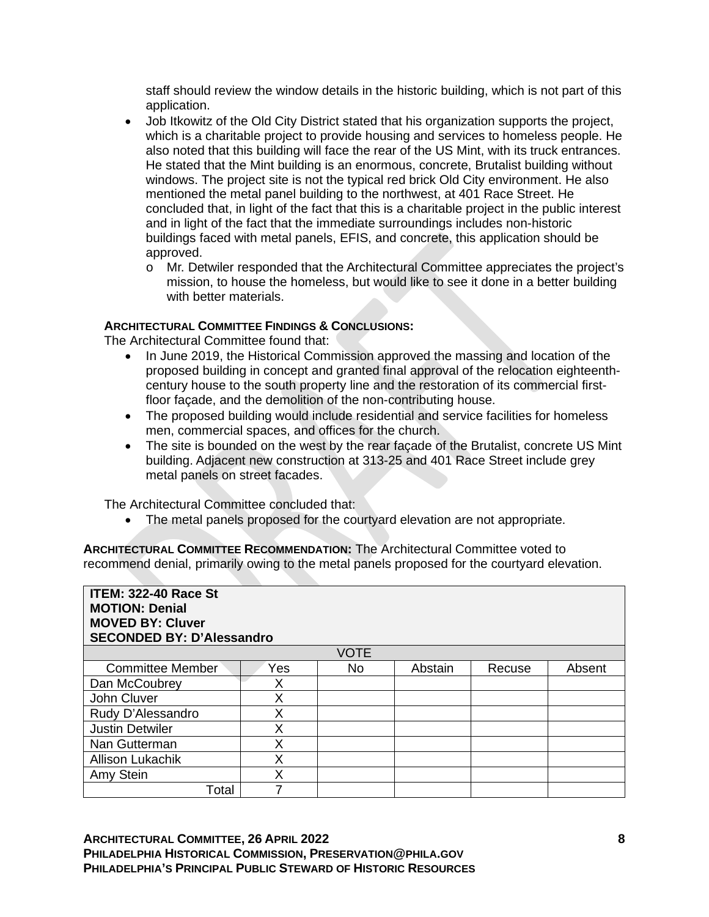staff should review the window details in the historic building, which is not part of this application.

- Job Itkowitz of the Old City District stated that his organization supports the project, which is a charitable project to provide housing and services to homeless people. He also noted that this building will face the rear of the US Mint, with its truck entrances. He stated that the Mint building is an enormous, concrete, Brutalist building without windows. The project site is not the typical red brick Old City environment. He also mentioned the metal panel building to the northwest, at 401 Race Street. He concluded that, in light of the fact that this is a charitable project in the public interest and in light of the fact that the immediate surroundings includes non-historic buildings faced with metal panels, EFIS, and concrete, this application should be approved.
  - Mr. Detwiler responded that the Architectural Committee appreciates the project's mission, to house the homeless, but would like to see it done in a better building with better materials.

**ARCHITECTURAL COMMITTEE FINDINGS & CONCLUSIONS:**

The Architectural Committee found that:

- In June 2019, the Historical Commission approved the massing and location of the proposed building in concept and granted final approval of the relocation eighteenth-century house to the south property line and the restoration of its commercial first-floor façade, and the demolition of the non-contributing house.
- The proposed building would include residential and service facilities for homeless men, commercial spaces, and offices for the church.
- The site is bounded on the west by the rear façade of the Brutalist, concrete US Mint building. Adjacent new construction at 313-25 and 401 Race Street include grey metal panels on street facades.

The Architectural Committee concluded that:

- The metal panels proposed for the courtyard elevation are not appropriate.

**ARCHITECTURAL COMMITTEE RECOMMENDATION:** The Architectural Committee voted to recommend denial, primarily owing to the metal panels proposed for the courtyard elevation.

**ITEM: 322-40 Race St**
**MOTION: Denial**
**MOVED BY: Cluver**
**SECONDED BY: D'Alessandro**

| VOTE | | | | | |
|---|---|---|---|---|---|
| Committee Member | Yes | No | Abstain | Recuse | Absent |
| Dan McCoubrey | X | | | | |
| John Cluver | X | | | | |
| Rudy D'Alessandro | X | | | | |
| Justin Detwiler | X | | | | |
| Nan Gutterman | X | | | | |
| Allison Lukachik | X | | | | |
| Amy Stein | X | | | | |
| Total | 7 | | | | |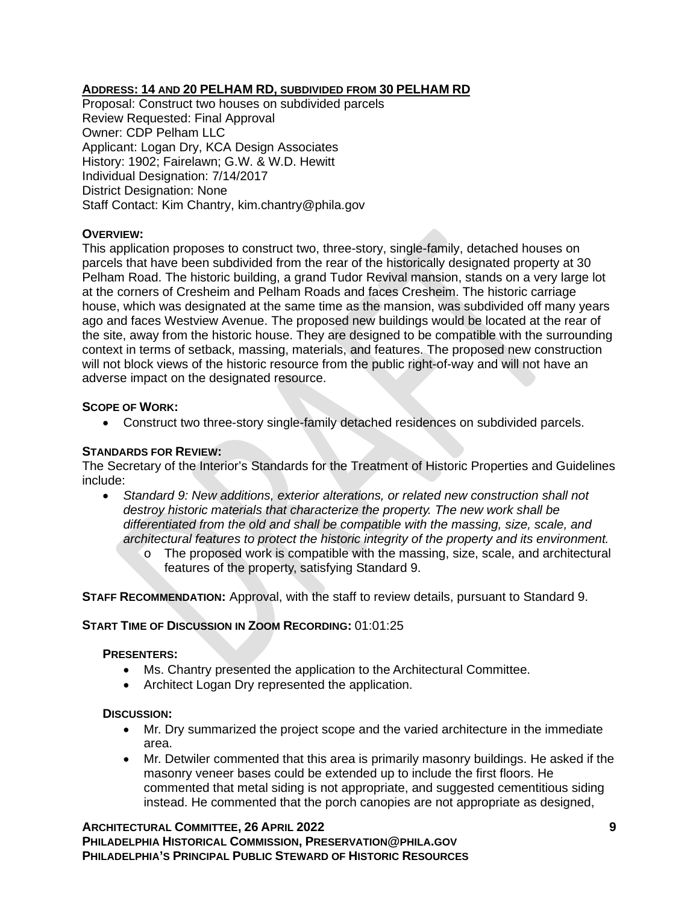**ADDRESS: 14 AND 20 PELHAM RD, SUBDIVIDED FROM 30 PELHAM RD**

Proposal: Construct two houses on subdivided parcels
Review Requested: Final Approval
Owner: CDP Pelham LLC
Applicant: Logan Dry, KCA Design Associates
History: 1902; Fairelawn; G.W. & W.D. Hewitt
Individual Designation: 7/14/2017
District Designation: None
Staff Contact: Kim Chantry, kim.chantry@phila.gov

**OVERVIEW:**
This application proposes to construct two, three-story, single-family, detached houses on parcels that have been subdivided from the rear of the historically designated property at 30 Pelham Road. The historic building, a grand Tudor Revival mansion, stands on a very large lot at the corners of Cresheim and Pelham Roads and faces Cresheim. The historic carriage house, which was designated at the same time as the mansion, was subdivided off many years ago and faces Westview Avenue. The proposed new buildings would be located at the rear of the site, away from the historic house. They are designed to be compatible with the surrounding context in terms of setback, massing, materials, and features. The proposed new construction will not block views of the historic resource from the public right-of-way and will not have an adverse impact on the designated resource.

**SCOPE OF WORK:**
- Construct two three-story single-family detached residences on subdivided parcels.

**STANDARDS FOR REVIEW:**
The Secretary of the Interior's Standards for the Treatment of Historic Properties and Guidelines include:

- *Standard 9: New additions, exterior alterations, or related new construction shall not destroy historic materials that characterize the property. The new work shall be differentiated from the old and shall be compatible with the massing, size, scale, and architectural features to protect the historic integrity of the property and its environment.*
  - The proposed work is compatible with the massing, size, scale, and architectural features of the property, satisfying Standard 9.

**STAFF RECOMMENDATION:** Approval, with the staff to review details, pursuant to Standard 9.

**START TIME OF DISCUSSION IN ZOOM RECORDING:** 01:01:25

**PRESENTERS:**
- Ms. Chantry presented the application to the Architectural Committee.
- Architect Logan Dry represented the application.

**DISCUSSION:**
- Mr. Dry summarized the project scope and the varied architecture in the immediate area.
- Mr. Detwiler commented that this area is primarily masonry buildings. He asked if the masonry veneer bases could be extended up to include the first floors. He commented that metal siding is not appropriate, and suggested cementitious siding instead. He commented that the porch canopies are not appropriate as designed,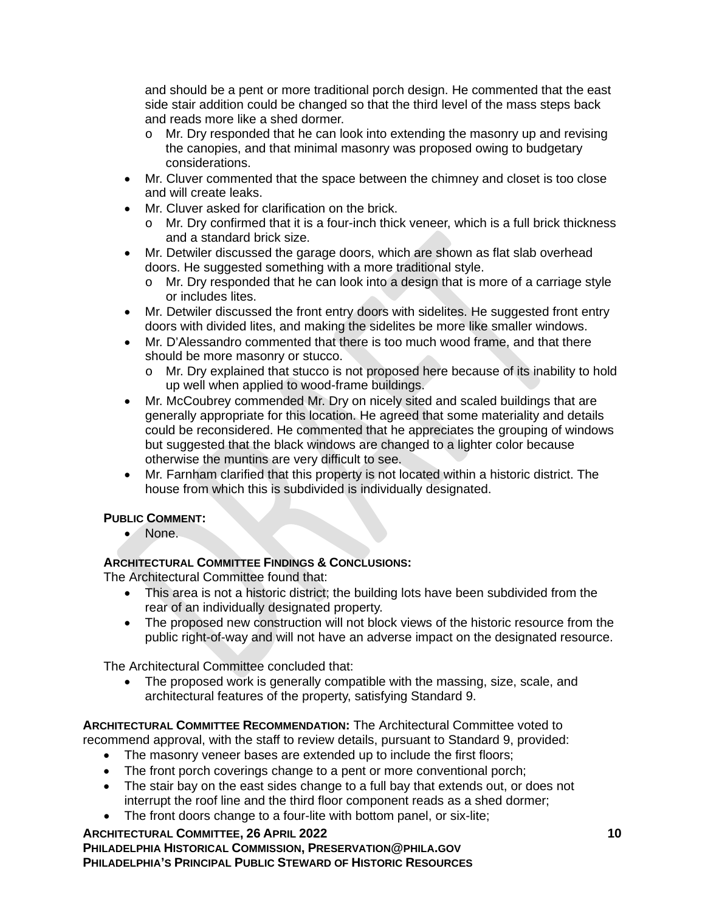and should be a pent or more traditional porch design. He commented that the east side stair addition could be changed so that the third level of the mass steps back and reads more like a shed dormer.
    - Mr. Dry responded that he can look into extending the masonry up and revising the canopies, and that minimal masonry was proposed owing to budgetary considerations.
- Mr. Cluver commented that the space between the chimney and closet is too close and will create leaks.
- Mr. Cluver asked for clarification on the brick.
    - Mr. Dry confirmed that it is a four-inch thick veneer, which is a full brick thickness and a standard brick size.
- Mr. Detwiler discussed the garage doors, which are shown as flat slab overhead doors. He suggested something with a more traditional style.
    - Mr. Dry responded that he can look into a design that is more of a carriage style or includes lites.
- Mr. Detwiler discussed the front entry doors with sidelites. He suggested front entry doors with divided lites, and making the sidelites be more like smaller windows.
- Mr. D'Alessandro commented that there is too much wood frame, and that there should be more masonry or stucco.
    - Mr. Dry explained that stucco is not proposed here because of its inability to hold up well when applied to wood-frame buildings.
- Mr. McCoubrey commended Mr. Dry on nicely sited and scaled buildings that are generally appropriate for this location. He agreed that some materiality and details could be reconsidered. He commented that he appreciates the grouping of windows but suggested that the black windows are changed to a lighter color because otherwise the muntins are very difficult to see.
- Mr. Farnham clarified that this property is not located within a historic district. The house from which this is subdivided is individually designated.

**PUBLIC COMMENT:**

- None.

**ARCHITECTURAL COMMITTEE FINDINGS & CONCLUSIONS:**

The Architectural Committee found that:

- This area is not a historic district; the building lots have been subdivided from the rear of an individually designated property.
- The proposed new construction will not block views of the historic resource from the public right-of-way and will not have an adverse impact on the designated resource.

The Architectural Committee concluded that:

- The proposed work is generally compatible with the massing, size, scale, and architectural features of the property, satisfying Standard 9.

**ARCHITECTURAL COMMITTEE RECOMMENDATION:** The Architectural Committee voted to recommend approval, with the staff to review details, pursuant to Standard 9, provided:

- The masonry veneer bases are extended up to include the first floors;
- The front porch coverings change to a pent or more conventional porch;
- The stair bay on the east sides change to a full bay that extends out, or does not interrupt the roof line and the third floor component reads as a shed dormer;
- The front doors change to a four-lite with bottom panel, or six-lite;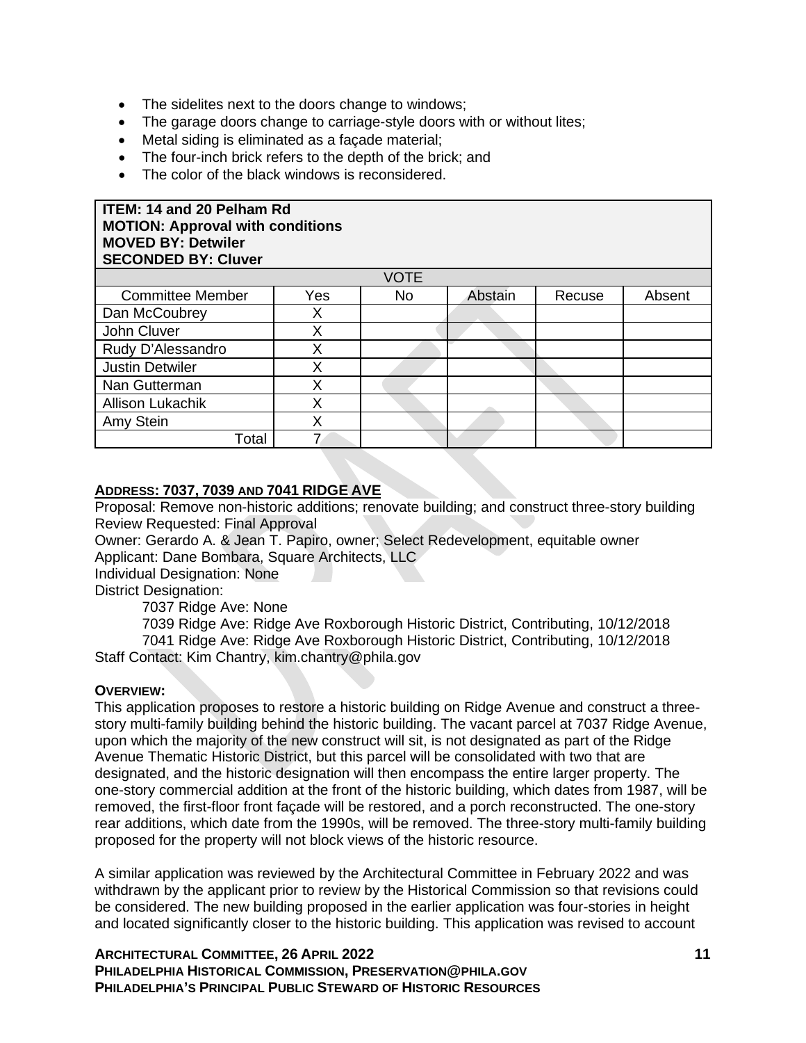- The sidelites next to the doors change to windows;
- The garage doors change to carriage-style doors with or without lites;
- Metal siding is eliminated as a façade material;
- The four-inch brick refers to the depth of the brick; and
- The color of the black windows is reconsidered.

| ITEM: 14 and 20 Pelham Rd<br>MOTION: Approval with conditions<br>MOVED BY: Detwiler<br>SECONDED BY: Cluver | | | | | |
|---|---|---|---|---|---|
| VOTE | | | | | |
| Committee Member | Yes | No | Abstain | Recuse | Absent |
| Dan McCoubrey | X | | | | |
| John Cluver | X | | | | |
| Rudy D'Alessandro | X | | | | |
| Justin Detwiler | X | | | | |
| Nan Gutterman | X | | | | |
| Allison Lukachik | X | | | | |
| Amy Stein | X | | | | |
| Total | 7 | | | | |

**ADDRESS: 7037, 7039 AND 7041 RIDGE AVE**

Proposal: Remove non-historic additions; renovate building; and construct three-story building
Review Requested: Final Approval
Owner: Gerardo A. & Jean T. Papiro, owner; Select Redevelopment, equitable owner
Applicant: Dane Bombara, Square Architects, LLC
Individual Designation: None
District Designation:
7037 Ridge Ave: None
7039 Ridge Ave: Ridge Ave Roxborough Historic District, Contributing, 10/12/2018
7041 Ridge Ave: Ridge Ave Roxborough Historic District, Contributing, 10/12/2018
Staff Contact: Kim Chantry, kim.chantry@phila.gov

**OVERVIEW:**

This application proposes to restore a historic building on Ridge Avenue and construct a three-story multi-family building behind the historic building. The vacant parcel at 7037 Ridge Avenue, upon which the majority of the new construct will sit, is not designated as part of the Ridge Avenue Thematic Historic District, but this parcel will be consolidated with two that are designated, and the historic designation will then encompass the entire larger property. The one-story commercial addition at the front of the historic building, which dates from 1987, will be removed, the first-floor front façade will be restored, and a porch reconstructed. The one-story rear additions, which date from the 1990s, will be removed. The three-story multi-family building proposed for the property will not block views of the historic resource.

A similar application was reviewed by the Architectural Committee in February 2022 and was withdrawn by the applicant prior to review by the Historical Commission so that revisions could be considered. The new building proposed in the earlier application was four-stories in height and located significantly closer to the historic building. This application was revised to account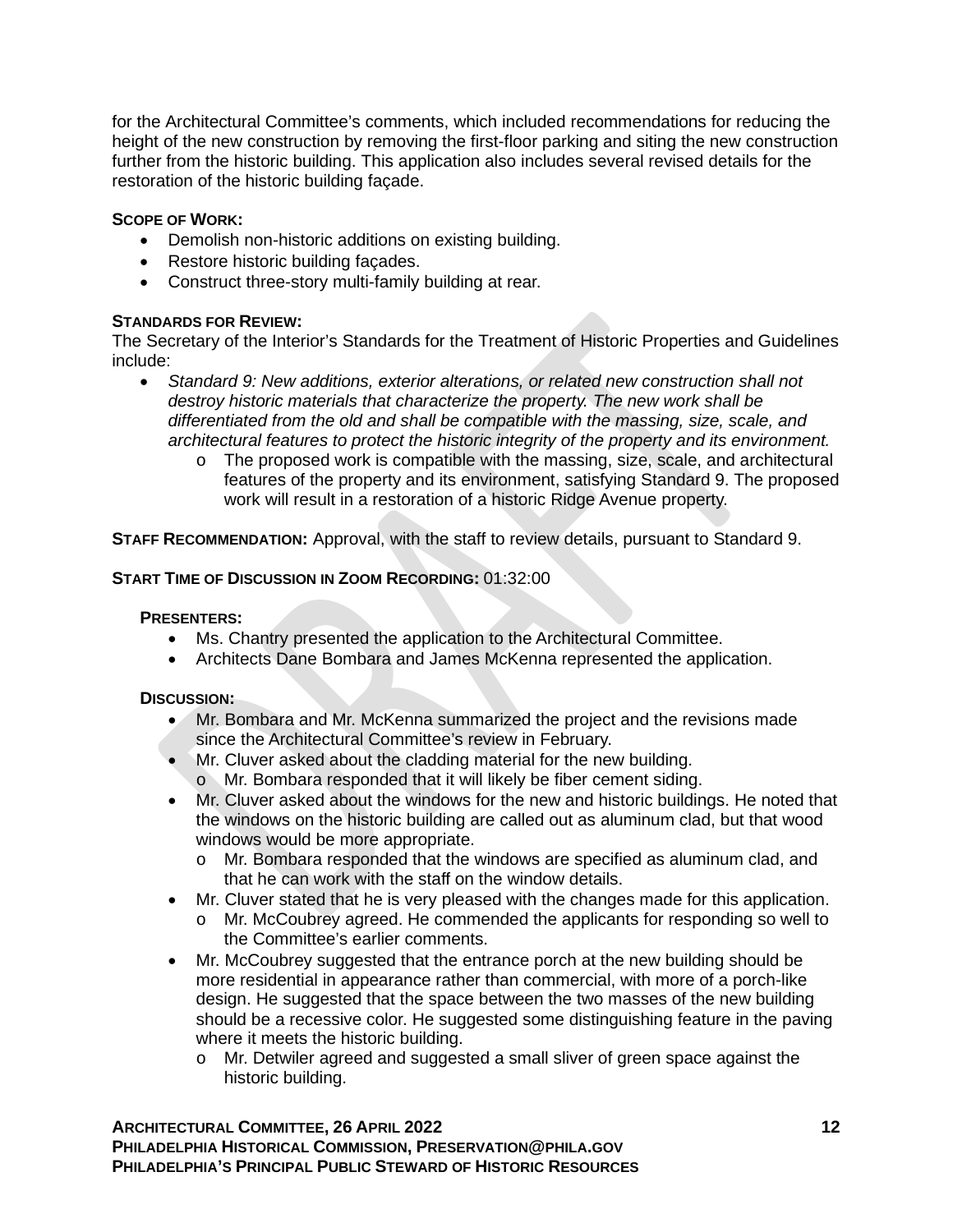for the Architectural Committee's comments, which included recommendations for reducing the height of the new construction by removing the first-floor parking and siting the new construction further from the historic building. This application also includes several revised details for the restoration of the historic building façade.

**SCOPE OF WORK:**

- Demolish non-historic additions on existing building.
- Restore historic building façades.
- Construct three-story multi-family building at rear.

**STANDARDS FOR REVIEW:**

The Secretary of the Interior's Standards for the Treatment of Historic Properties and Guidelines include:

- *Standard 9: New additions, exterior alterations, or related new construction shall not destroy historic materials that characterize the property. The new work shall be differentiated from the old and shall be compatible with the massing, size, scale, and architectural features to protect the historic integrity of the property and its environment.*
    - The proposed work is compatible with the massing, size, scale, and architectural features of the property and its environment, satisfying Standard 9. The proposed work will result in a restoration of a historic Ridge Avenue property.

**STAFF RECOMMENDATION:** Approval, with the staff to review details, pursuant to Standard 9.

**START TIME OF DISCUSSION IN ZOOM RECORDING:** 01:32:00

**PRESENTERS:**

- Ms. Chantry presented the application to the Architectural Committee.
- Architects Dane Bombara and James McKenna represented the application.

**DISCUSSION:**

- Mr. Bombara and Mr. McKenna summarized the project and the revisions made since the Architectural Committee's review in February.
- Mr. Cluver asked about the cladding material for the new building.
    - Mr. Bombara responded that it will likely be fiber cement siding.
- Mr. Cluver asked about the windows for the new and historic buildings. He noted that the windows on the historic building are called out as aluminum clad, but that wood windows would be more appropriate.
    - Mr. Bombara responded that the windows are specified as aluminum clad, and that he can work with the staff on the window details.
- Mr. Cluver stated that he is very pleased with the changes made for this application.
    - Mr. McCoubrey agreed. He commended the applicants for responding so well to the Committee's earlier comments.
- Mr. McCoubrey suggested that the entrance porch at the new building should be more residential in appearance rather than commercial, with more of a porch-like design. He suggested that the space between the two masses of the new building should be a recessive color. He suggested some distinguishing feature in the paving where it meets the historic building.
    - Mr. Detwiler agreed and suggested a small sliver of green space against the historic building.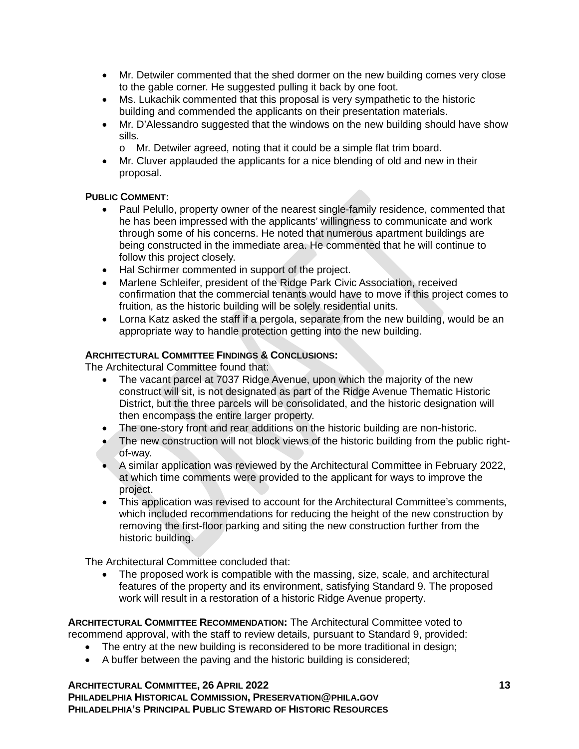- Mr. Detwiler commented that the shed dormer on the new building comes very close to the gable corner. He suggested pulling it back by one foot.
- Ms. Lukachik commented that this proposal is very sympathetic to the historic building and commended the applicants on their presentation materials.
- Mr. D'Alessandro suggested that the windows on the new building should have show sills.
  - Mr. Detwiler agreed, noting that it could be a simple flat trim board.
- Mr. Cluver applauded the applicants for a nice blending of old and new in their proposal.

**PUBLIC COMMENT:**

- Paul Pelullo, property owner of the nearest single-family residence, commented that he has been impressed with the applicants' willingness to communicate and work through some of his concerns. He noted that numerous apartment buildings are being constructed in the immediate area. He commented that he will continue to follow this project closely.
- Hal Schirmer commented in support of the project.
- Marlene Schleifer, president of the Ridge Park Civic Association, received confirmation that the commercial tenants would have to move if this project comes to fruition, as the historic building will be solely residential units.
- Lorna Katz asked the staff if a pergola, separate from the new building, would be an appropriate way to handle protection getting into the new building.

**ARCHITECTURAL COMMITTEE FINDINGS & CONCLUSIONS:**

The Architectural Committee found that:

- The vacant parcel at 7037 Ridge Avenue, upon which the majority of the new construct will sit, is not designated as part of the Ridge Avenue Thematic Historic District, but the three parcels will be consolidated, and the historic designation will then encompass the entire larger property.
- The one-story front and rear additions on the historic building are non-historic.
- The new construction will not block views of the historic building from the public right-of-way.
- A similar application was reviewed by the Architectural Committee in February 2022, at which time comments were provided to the applicant for ways to improve the project.
- This application was revised to account for the Architectural Committee's comments, which included recommendations for reducing the height of the new construction by removing the first-floor parking and siting the new construction further from the historic building.

The Architectural Committee concluded that:

- The proposed work is compatible with the massing, size, scale, and architectural features of the property and its environment, satisfying Standard 9. The proposed work will result in a restoration of a historic Ridge Avenue property.

**ARCHITECTURAL COMMITTEE RECOMMENDATION:** The Architectural Committee voted to recommend approval, with the staff to review details, pursuant to Standard 9, provided:

- The entry at the new building is reconsidered to be more traditional in design;
- A buffer between the paving and the historic building is considered;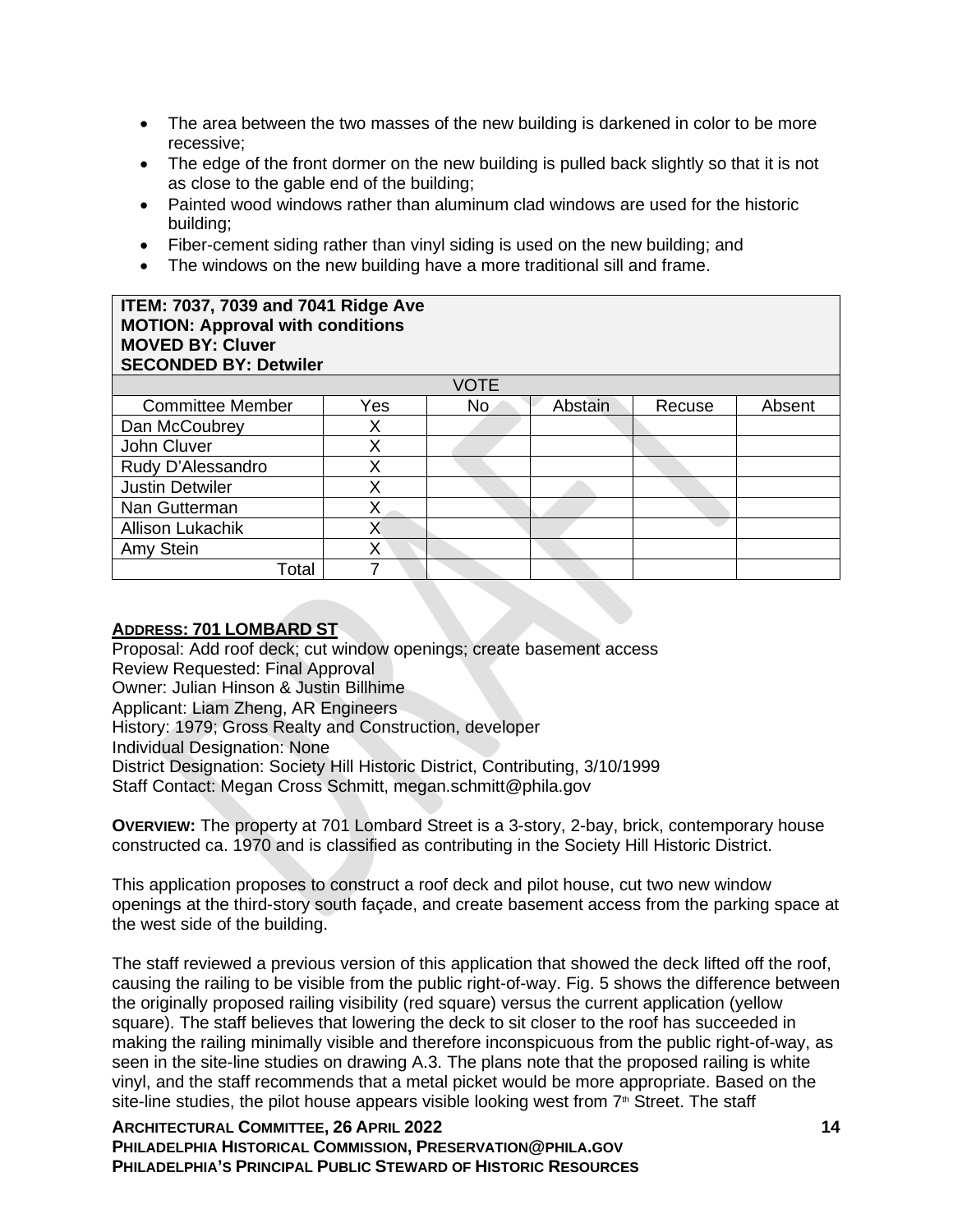- The area between the two masses of the new building is darkened in color to be more recessive;
- The edge of the front dormer on the new building is pulled back slightly so that it is not as close to the gable end of the building;
- Painted wood windows rather than aluminum clad windows are used for the historic building;
- Fiber-cement siding rather than vinyl siding is used on the new building; and
- The windows on the new building have a more traditional sill and frame.

**ITEM: 7037, 7039 and 7041 Ridge Ave**
**MOTION: Approval with conditions**
**MOVED BY: Cluver**
**SECONDED BY: Detwiler**

| VOTE | | | | | |
|---|---|---|---|---|---|
| Committee Member | Yes | No | Abstain | Recuse | Absent |
| Dan McCoubrey | X | | | | |
| John Cluver | X | | | | |
| Rudy D'Alessandro | X | | | | |
| Justin Detwiler | X | | | | |
| Nan Gutterman | X | | | | |
| Allison Lukachik | X | | | | |
| Amy Stein | X | | | | |
| Total | 7 | | | | |

**ADDRESS: 701 LOMBARD ST**

Proposal: Add roof deck; cut window openings; create basement access
Review Requested: Final Approval
Owner: Julian Hinson & Justin Billhime
Applicant: Liam Zheng, AR Engineers
History: 1979; Gross Realty and Construction, developer
Individual Designation: None
District Designation: Society Hill Historic District, Contributing, 3/10/1999
Staff Contact: Megan Cross Schmitt, megan.schmitt@phila.gov

**OVERVIEW:** The property at 701 Lombard Street is a 3-story, 2-bay, brick, contemporary house constructed ca. 1970 and is classified as contributing in the Society Hill Historic District.

This application proposes to construct a roof deck and pilot house, cut two new window openings at the third-story south façade, and create basement access from the parking space at the west side of the building.

The staff reviewed a previous version of this application that showed the deck lifted off the roof, causing the railing to be visible from the public right-of-way. Fig. 5 shows the difference between the originally proposed railing visibility (red square) versus the current application (yellow square). The staff believes that lowering the deck to sit closer to the roof has succeeded in making the railing minimally visible and therefore inconspicuous from the public right-of-way, as seen in the site-line studies on drawing A.3. The plans note that the proposed railing is white vinyl, and the staff recommends that a metal picket would be more appropriate. Based on the site-line studies, the pilot house appears visible looking west from 7th Street. The staff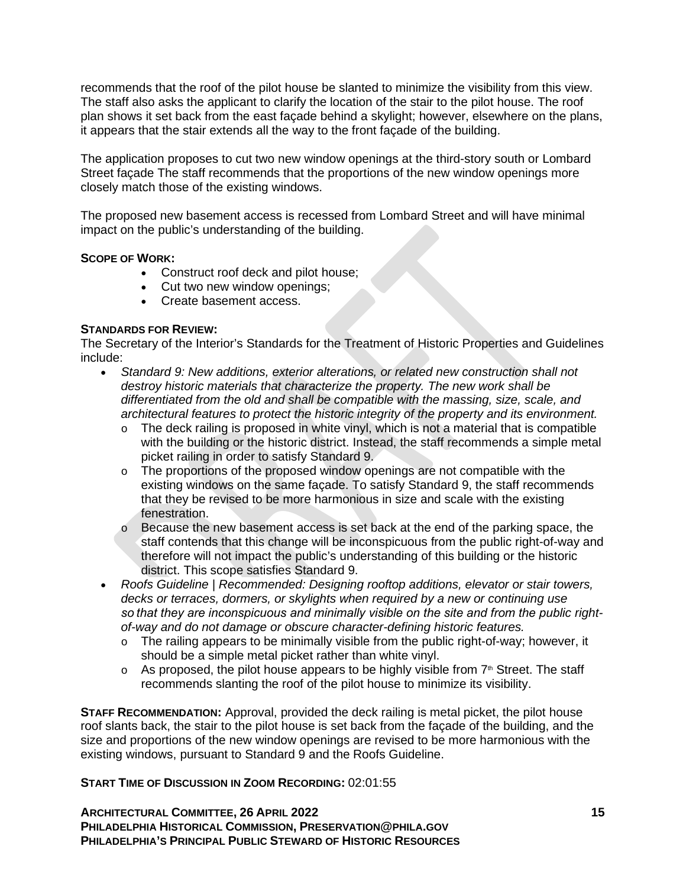recommends that the roof of the pilot house be slanted to minimize the visibility from this view. The staff also asks the applicant to clarify the location of the stair to the pilot house. The roof plan shows it set back from the east façade behind a skylight; however, elsewhere on the plans, it appears that the stair extends all the way to the front façade of the building.

The application proposes to cut two new window openings at the third-story south or Lombard Street façade The staff recommends that the proportions of the new window openings more closely match those of the existing windows.

The proposed new basement access is recessed from Lombard Street and will have minimal impact on the public's understanding of the building.

**SCOPE OF WORK:**

- Construct roof deck and pilot house;
- Cut two new window openings;
- Create basement access.

**STANDARDS FOR REVIEW:**

The Secretary of the Interior's Standards for the Treatment of Historic Properties and Guidelines include:

- *Standard 9: New additions, exterior alterations, or related new construction shall not destroy historic materials that characterize the property. The new work shall be differentiated from the old and shall be compatible with the massing, size, scale, and architectural features to protect the historic integrity of the property and its environment.*
  - The deck railing is proposed in white vinyl, which is not a material that is compatible with the building or the historic district. Instead, the staff recommends a simple metal picket railing in order to satisfy Standard 9.
  - The proportions of the proposed window openings are not compatible with the existing windows on the same façade. To satisfy Standard 9, the staff recommends that they be revised to be more harmonious in size and scale with the existing fenestration.
  - Because the new basement access is set back at the end of the parking space, the staff contends that this change will be inconspicuous from the public right-of-way and therefore will not impact the public's understanding of this building or the historic district. This scope satisfies Standard 9.
- *Roofs Guideline | Recommended: Designing rooftop additions, elevator or stair towers, decks or terraces, dormers, or skylights when required by a new or continuing use so that they are inconspicuous and minimally visible on the site and from the public right-of-way and do not damage or obscure character-defining historic features.*
  - The railing appears to be minimally visible from the public right-of-way; however, it should be a simple metal picket rather than white vinyl.
  - As proposed, the pilot house appears to be highly visible from 7th Street. The staff recommends slanting the roof of the pilot house to minimize its visibility.

**STAFF RECOMMENDATION:** Approval, provided the deck railing is metal picket, the pilot house roof slants back, the stair to the pilot house is set back from the façade of the building, and the size and proportions of the new window openings are revised to be more harmonious with the existing windows, pursuant to Standard 9 and the Roofs Guideline.

**START TIME OF DISCUSSION IN ZOOM RECORDING:** 02:01:55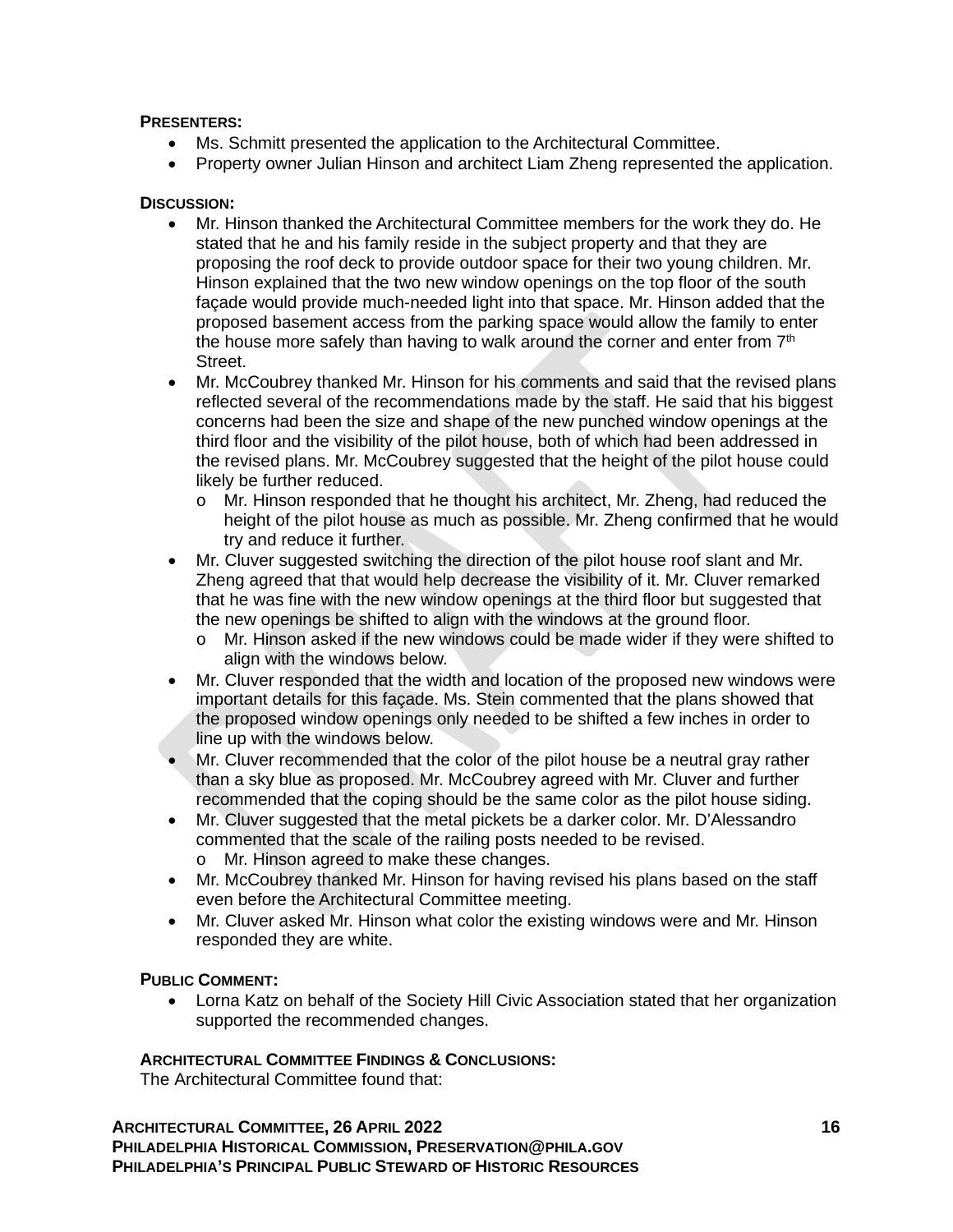**PRESENTERS:**

- Ms. Schmitt presented the application to the Architectural Committee.
- Property owner Julian Hinson and architect Liam Zheng represented the application.

**DISCUSSION:**

- Mr. Hinson thanked the Architectural Committee members for the work they do. He stated that he and his family reside in the subject property and that they are proposing the roof deck to provide outdoor space for their two young children. Mr. Hinson explained that the two new window openings on the top floor of the south façade would provide much-needed light into that space. Mr. Hinson added that the proposed basement access from the parking space would allow the family to enter the house more safely than having to walk around the corner and enter from 7th Street.
- Mr. McCoubrey thanked Mr. Hinson for his comments and said that the revised plans reflected several of the recommendations made by the staff. He said that his biggest concerns had been the size and shape of the new punched window openings at the third floor and the visibility of the pilot house, both of which had been addressed in the revised plans. Mr. McCoubrey suggested that the height of the pilot house could likely be further reduced.
  - Mr. Hinson responded that he thought his architect, Mr. Zheng, had reduced the height of the pilot house as much as possible. Mr. Zheng confirmed that he would try and reduce it further.
- Mr. Cluver suggested switching the direction of the pilot house roof slant and Mr. Zheng agreed that that would help decrease the visibility of it. Mr. Cluver remarked that he was fine with the new window openings at the third floor but suggested that the new openings be shifted to align with the windows at the ground floor.
  - Mr. Hinson asked if the new windows could be made wider if they were shifted to align with the windows below.
- Mr. Cluver responded that the width and location of the proposed new windows were important details for this façade. Ms. Stein commented that the plans showed that the proposed window openings only needed to be shifted a few inches in order to line up with the windows below.
- Mr. Cluver recommended that the color of the pilot house be a neutral gray rather than a sky blue as proposed. Mr. McCoubrey agreed with Mr. Cluver and further recommended that the coping should be the same color as the pilot house siding.
- Mr. Cluver suggested that the metal pickets be a darker color. Mr. D'Alessandro commented that the scale of the railing posts needed to be revised.
  - Mr. Hinson agreed to make these changes.
- Mr. McCoubrey thanked Mr. Hinson for having revised his plans based on the staff even before the Architectural Committee meeting.
- Mr. Cluver asked Mr. Hinson what color the existing windows were and Mr. Hinson responded they are white.

**PUBLIC COMMENT:**

- Lorna Katz on behalf of the Society Hill Civic Association stated that her organization supported the recommended changes.

**ARCHITECTURAL COMMITTEE FINDINGS & CONCLUSIONS:**

The Architectural Committee found that: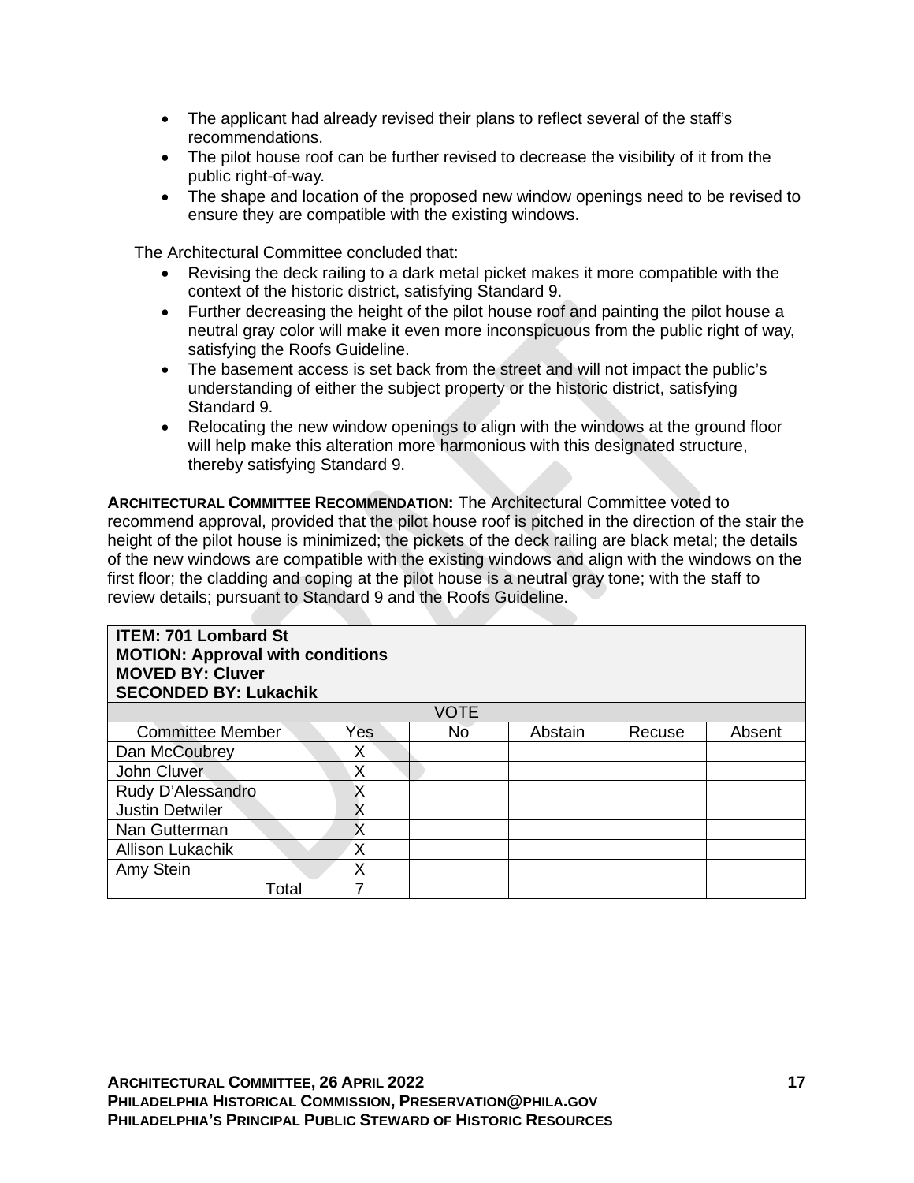- The applicant had already revised their plans to reflect several of the staff's recommendations.
- The pilot house roof can be further revised to decrease the visibility of it from the public right-of-way.
- The shape and location of the proposed new window openings need to be revised to ensure they are compatible with the existing windows.

The Architectural Committee concluded that:

- Revising the deck railing to a dark metal picket makes it more compatible with the context of the historic district, satisfying Standard 9.
- Further decreasing the height of the pilot house roof and painting the pilot house a neutral gray color will make it even more inconspicuous from the public right of way, satisfying the Roofs Guideline.
- The basement access is set back from the street and will not impact the public's understanding of either the subject property or the historic district, satisfying Standard 9.
- Relocating the new window openings to align with the windows at the ground floor will help make this alteration more harmonious with this designated structure, thereby satisfying Standard 9.

**ARCHITECTURAL COMMITTEE RECOMMENDATION:** The Architectural Committee voted to recommend approval, provided that the pilot house roof is pitched in the direction of the stair the height of the pilot house is minimized; the pickets of the deck railing are black metal; the details of the new windows are compatible with the existing windows and align with the windows on the first floor; the cladding and coping at the pilot house is a neutral gray tone; with the staff to review details; pursuant to Standard 9 and the Roofs Guideline.

**ITEM: 701 Lombard St**
**MOTION: Approval with conditions**
**MOVED BY: Cluver**
**SECONDED BY: Lukachik**

| VOTE | | | | | |
|---|---|---|---|---|---|
| Committee Member | Yes | No | Abstain | Recuse | Absent |
| Dan McCoubrey | X | | | | |
| John Cluver | X | | | | |
| Rudy D'Alessandro | X | | | | |
| Justin Detwiler | X | | | | |
| Nan Gutterman | X | | | | |
| Allison Lukachik | X | | | | |
| Amy Stein | X | | | | |
| Total | 7 | | | | |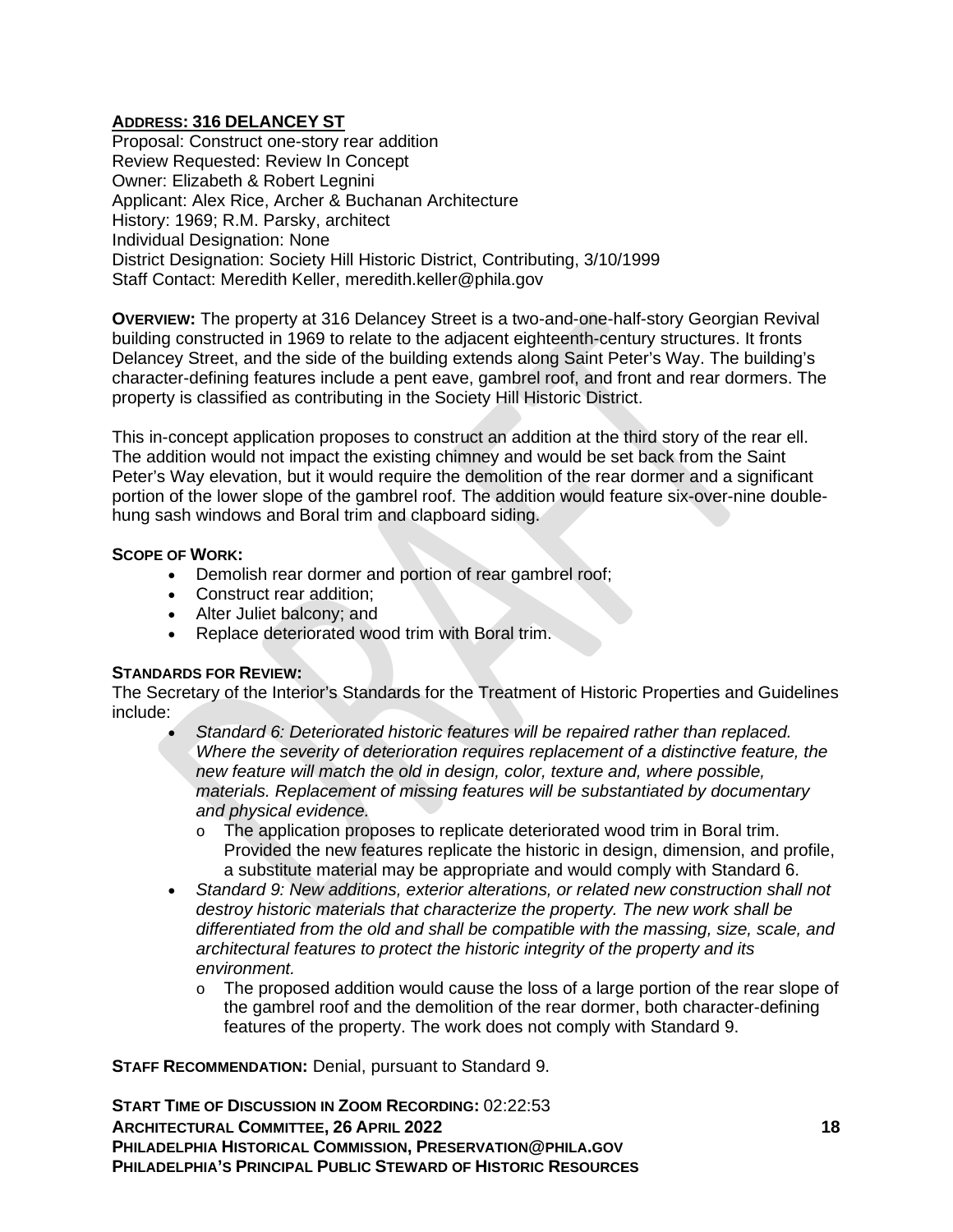**ADDRESS: 316 DELANCEY ST**
Proposal: Construct one-story rear addition
Review Requested: Review In Concept
Owner: Elizabeth & Robert Legnini
Applicant: Alex Rice, Archer & Buchanan Architecture
History: 1969; R.M. Parsky, architect
Individual Designation: None
District Designation: Society Hill Historic District, Contributing, 3/10/1999
Staff Contact: Meredith Keller, meredith.keller@phila.gov

**OVERVIEW:** The property at 316 Delancey Street is a two-and-one-half-story Georgian Revival building constructed in 1969 to relate to the adjacent eighteenth-century structures. It fronts Delancey Street, and the side of the building extends along Saint Peter's Way. The building's character-defining features include a pent eave, gambrel roof, and front and rear dormers. The property is classified as contributing in the Society Hill Historic District.

This in-concept application proposes to construct an addition at the third story of the rear ell. The addition would not impact the existing chimney and would be set back from the Saint Peter's Way elevation, but it would require the demolition of the rear dormer and a significant portion of the lower slope of the gambrel roof. The addition would feature six-over-nine double-hung sash windows and Boral trim and clapboard siding.

**SCOPE OF WORK:**

- Demolish rear dormer and portion of rear gambrel roof;
- Construct rear addition;
- Alter Juliet balcony; and
- Replace deteriorated wood trim with Boral trim.

**STANDARDS FOR REVIEW:**
The Secretary of the Interior's Standards for the Treatment of Historic Properties and Guidelines include:

- *Standard 6: Deteriorated historic features will be repaired rather than replaced. Where the severity of deterioration requires replacement of a distinctive feature, the new feature will match the old in design, color, texture and, where possible, materials. Replacement of missing features will be substantiated by documentary and physical evidence.*
  - The application proposes to replicate deteriorated wood trim in Boral trim. Provided the new features replicate the historic in design, dimension, and profile, a substitute material may be appropriate and would comply with Standard 6.
- *Standard 9: New additions, exterior alterations, or related new construction shall not destroy historic materials that characterize the property. The new work shall be differentiated from the old and shall be compatible with the massing, size, scale, and architectural features to protect the historic integrity of the property and its environment.*
  - The proposed addition would cause the loss of a large portion of the rear slope of the gambrel roof and the demolition of the rear dormer, both character-defining features of the property. The work does not comply with Standard 9.

**STAFF RECOMMENDATION:** Denial, pursuant to Standard 9.

**START TIME OF DISCUSSION IN ZOOM RECORDING:** 02:22:53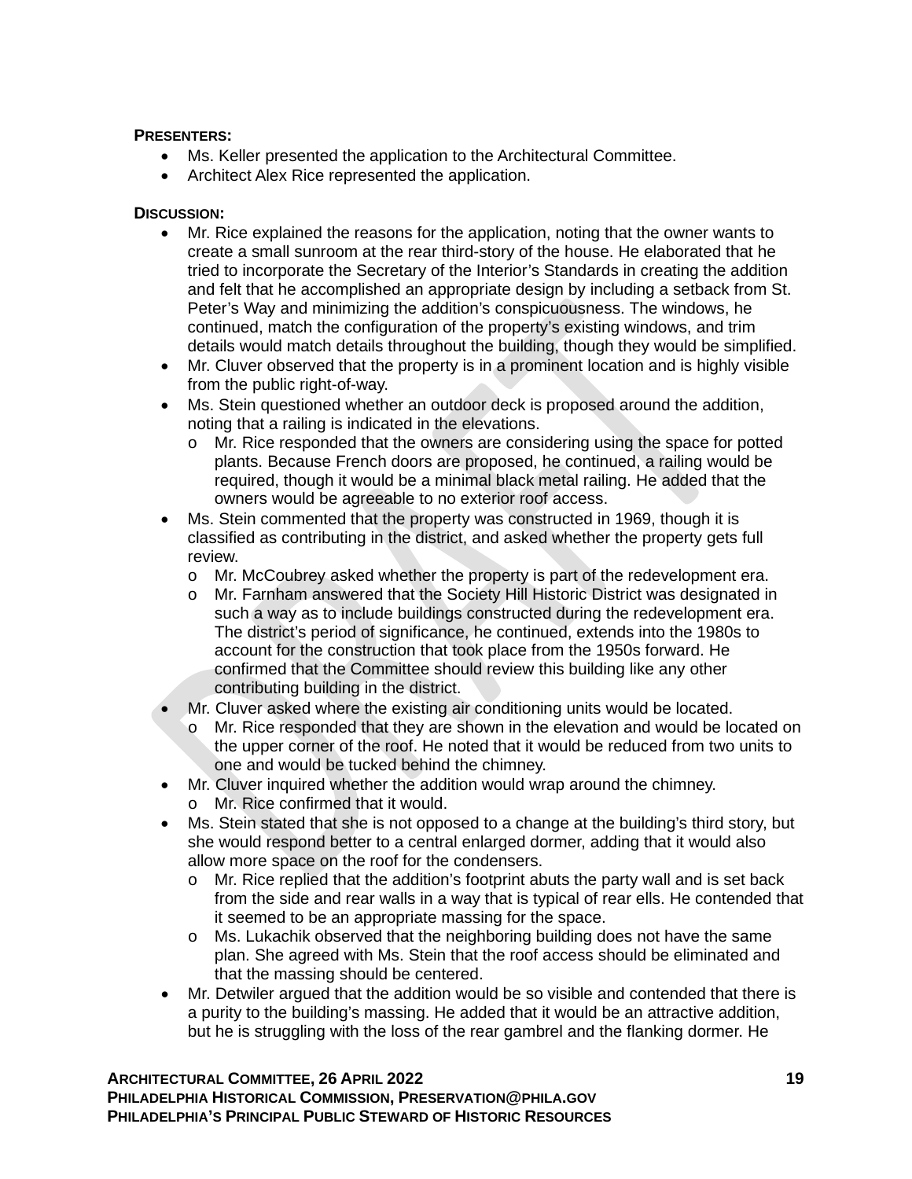**PRESENTERS:**

- Ms. Keller presented the application to the Architectural Committee.
- Architect Alex Rice represented the application.

**DISCUSSION:**

- Mr. Rice explained the reasons for the application, noting that the owner wants to create a small sunroom at the rear third-story of the house. He elaborated that he tried to incorporate the Secretary of the Interior's Standards in creating the addition and felt that he accomplished an appropriate design by including a setback from St. Peter's Way and minimizing the addition's conspicuousness. The windows, he continued, match the configuration of the property's existing windows, and trim details would match details throughout the building, though they would be simplified.
- Mr. Cluver observed that the property is in a prominent location and is highly visible from the public right-of-way.
- Ms. Stein questioned whether an outdoor deck is proposed around the addition, noting that a railing is indicated in the elevations.
  - Mr. Rice responded that the owners are considering using the space for potted plants. Because French doors are proposed, he continued, a railing would be required, though it would be a minimal black metal railing. He added that the owners would be agreeable to no exterior roof access.
- Ms. Stein commented that the property was constructed in 1969, though it is classified as contributing in the district, and asked whether the property gets full review.
  - Mr. McCoubrey asked whether the property is part of the redevelopment era.
  - Mr. Farnham answered that the Society Hill Historic District was designated in such a way as to include buildings constructed during the redevelopment era. The district's period of significance, he continued, extends into the 1980s to account for the construction that took place from the 1950s forward. He confirmed that the Committee should review this building like any other contributing building in the district.
- Mr. Cluver asked where the existing air conditioning units would be located.
  - Mr. Rice responded that they are shown in the elevation and would be located on the upper corner of the roof. He noted that it would be reduced from two units to one and would be tucked behind the chimney.
- Mr. Cluver inquired whether the addition would wrap around the chimney.
  - Mr. Rice confirmed that it would.
- Ms. Stein stated that she is not opposed to a change at the building's third story, but she would respond better to a central enlarged dormer, adding that it would also allow more space on the roof for the condensers.
  - Mr. Rice replied that the addition's footprint abuts the party wall and is set back from the side and rear walls in a way that is typical of rear ells. He contended that it seemed to be an appropriate massing for the space.
  - Ms. Lukachik observed that the neighboring building does not have the same plan. She agreed with Ms. Stein that the roof access should be eliminated and that the massing should be centered.
- Mr. Detwiler argued that the addition would be so visible and contended that there is a purity to the building's massing. He added that it would be an attractive addition, but he is struggling with the loss of the rear gambrel and the flanking dormer. He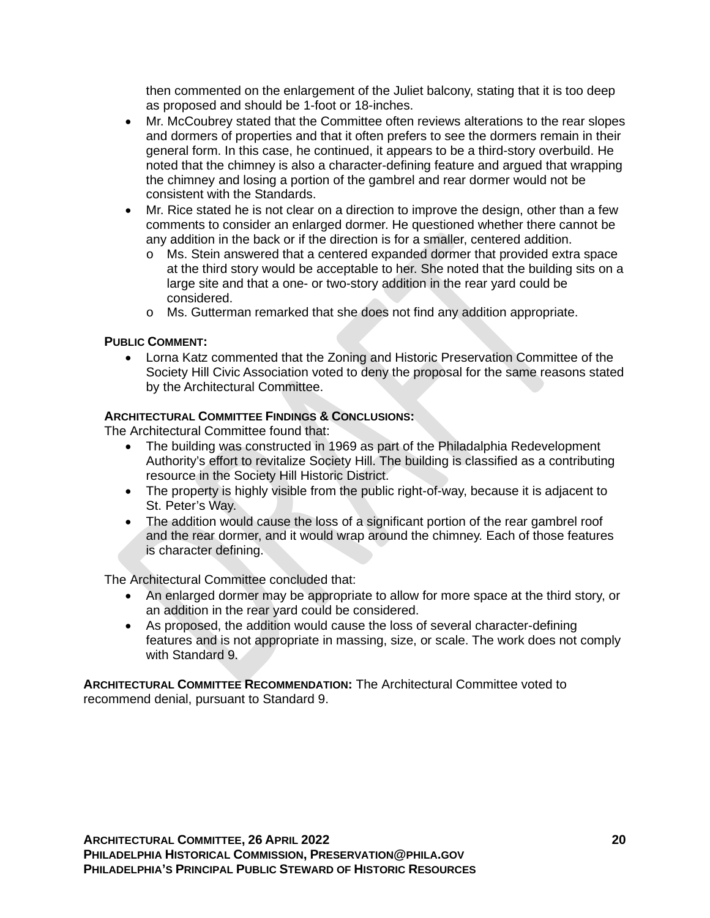then commented on the enlargement of the Juliet balcony, stating that it is too deep as proposed and should be 1-foot or 18-inches.

- Mr. McCoubrey stated that the Committee often reviews alterations to the rear slopes and dormers of properties and that it often prefers to see the dormers remain in their general form. In this case, he continued, it appears to be a third-story overbuild. He noted that the chimney is also a character-defining feature and argued that wrapping the chimney and losing a portion of the gambrel and rear dormer would not be consistent with the Standards.
- Mr. Rice stated he is not clear on a direction to improve the design, other than a few comments to consider an enlarged dormer. He questioned whether there cannot be any addition in the back or if the direction is for a smaller, centered addition.
  - o Ms. Stein answered that a centered expanded dormer that provided extra space at the third story would be acceptable to her. She noted that the building sits on a large site and that a one- or two-story addition in the rear yard could be considered.
  - o Ms. Gutterman remarked that she does not find any addition appropriate.

**PUBLIC COMMENT:**

- Lorna Katz commented that the Zoning and Historic Preservation Committee of the Society Hill Civic Association voted to deny the proposal for the same reasons stated by the Architectural Committee.

**ARCHITECTURAL COMMITTEE FINDINGS & CONCLUSIONS:**

The Architectural Committee found that:

- The building was constructed in 1969 as part of the Philadelphia Redevelopment Authority's effort to revitalize Society Hill. The building is classified as a contributing resource in the Society Hill Historic District.
- The property is highly visible from the public right-of-way, because it is adjacent to St. Peter's Way.
- The addition would cause the loss of a significant portion of the rear gambrel roof and the rear dormer, and it would wrap around the chimney. Each of those features is character defining.

The Architectural Committee concluded that:

- An enlarged dormer may be appropriate to allow for more space at the third story, or an addition in the rear yard could be considered.
- As proposed, the addition would cause the loss of several character-defining features and is not appropriate in massing, size, or scale. The work does not comply with Standard 9.

**ARCHITECTURAL COMMITTEE RECOMMENDATION:** The Architectural Committee voted to recommend denial, pursuant to Standard 9.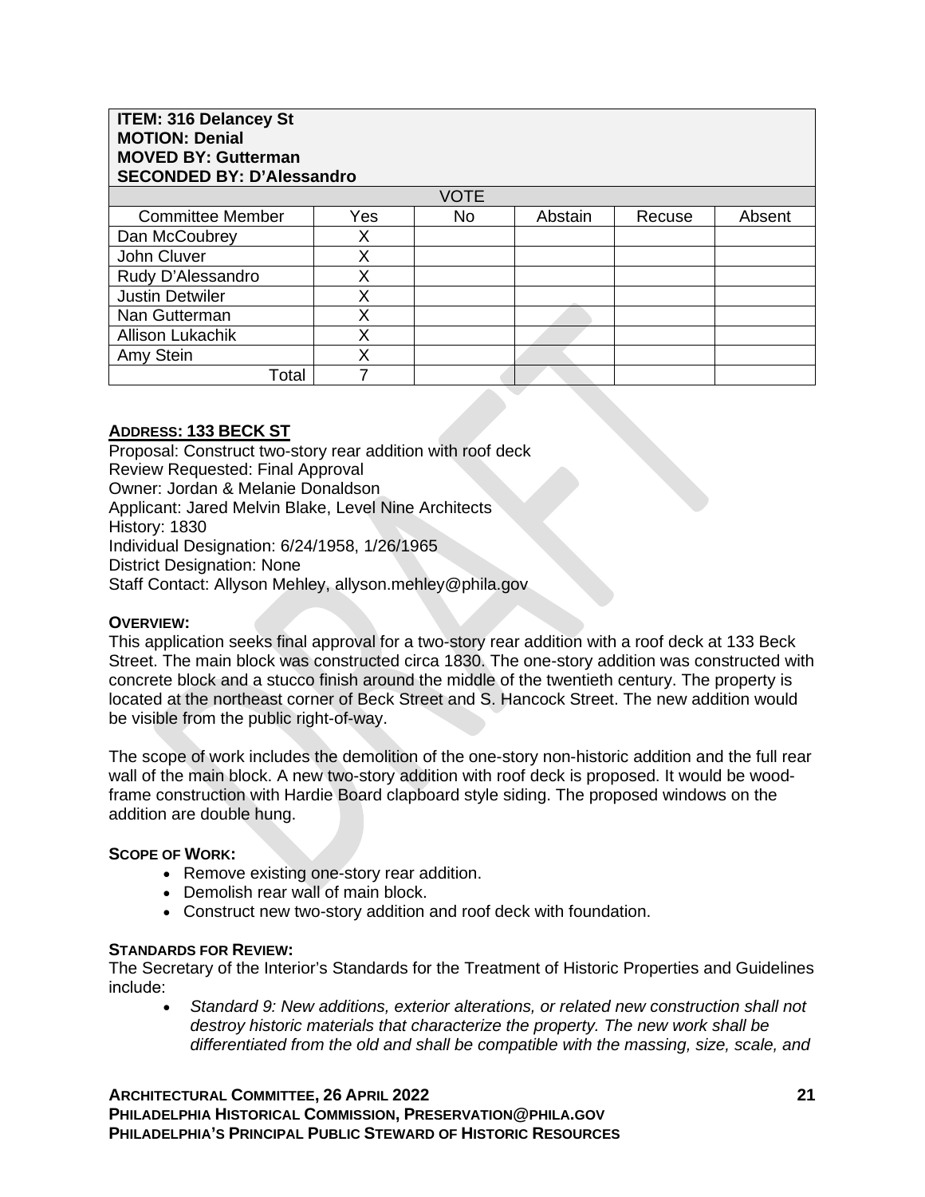**ITEM: 316 Delancey St**
**MOTION: Denial**
**MOVED BY: Gutterman**
**SECONDED BY: D'Alessandro**

| VOTE | | | | | |
|---|---|---|---|---|---|
| Committee Member | Yes | No | Abstain | Recuse | Absent |
| Dan McCoubrey | X | | | | |
| John Cluver | X | | | | |
| Rudy D'Alessandro | X | | | | |
| Justin Detwiler | X | | | | |
| Nan Gutterman | X | | | | |
| Allison Lukachik | X | | | | |
| Amy Stein | X | | | | |
| Total | 7 | | | | |

## ADDRESS: 133 BECK ST

Proposal: Construct two-story rear addition with roof deck
Review Requested: Final Approval
Owner: Jordan & Melanie Donaldson
Applicant: Jared Melvin Blake, Level Nine Architects
History: 1830
Individual Designation: 6/24/1958, 1/26/1965
District Designation: None
Staff Contact: Allyson Mehley, allyson.mehley@phila.gov

**OVERVIEW:**
This application seeks final approval for a two-story rear addition with a roof deck at 133 Beck Street. The main block was constructed circa 1830. The one-story addition was constructed with concrete block and a stucco finish around the middle of the twentieth century. The property is located at the northeast corner of Beck Street and S. Hancock Street. The new addition would be visible from the public right-of-way.

The scope of work includes the demolition of the one-story non-historic addition and the full rear wall of the main block. A new two-story addition with roof deck is proposed. It would be wood-frame construction with Hardie Board clapboard style siding. The proposed windows on the addition are double hung.

**SCOPE OF WORK:**

- Remove existing one-story rear addition.
- Demolish rear wall of main block.
- Construct new two-story addition and roof deck with foundation.

**STANDARDS FOR REVIEW:**
The Secretary of the Interior's Standards for the Treatment of Historic Properties and Guidelines include:

- *Standard 9: New additions, exterior alterations, or related new construction shall not destroy historic materials that characterize the property. The new work shall be differentiated from the old and shall be compatible with the massing, size, scale, and*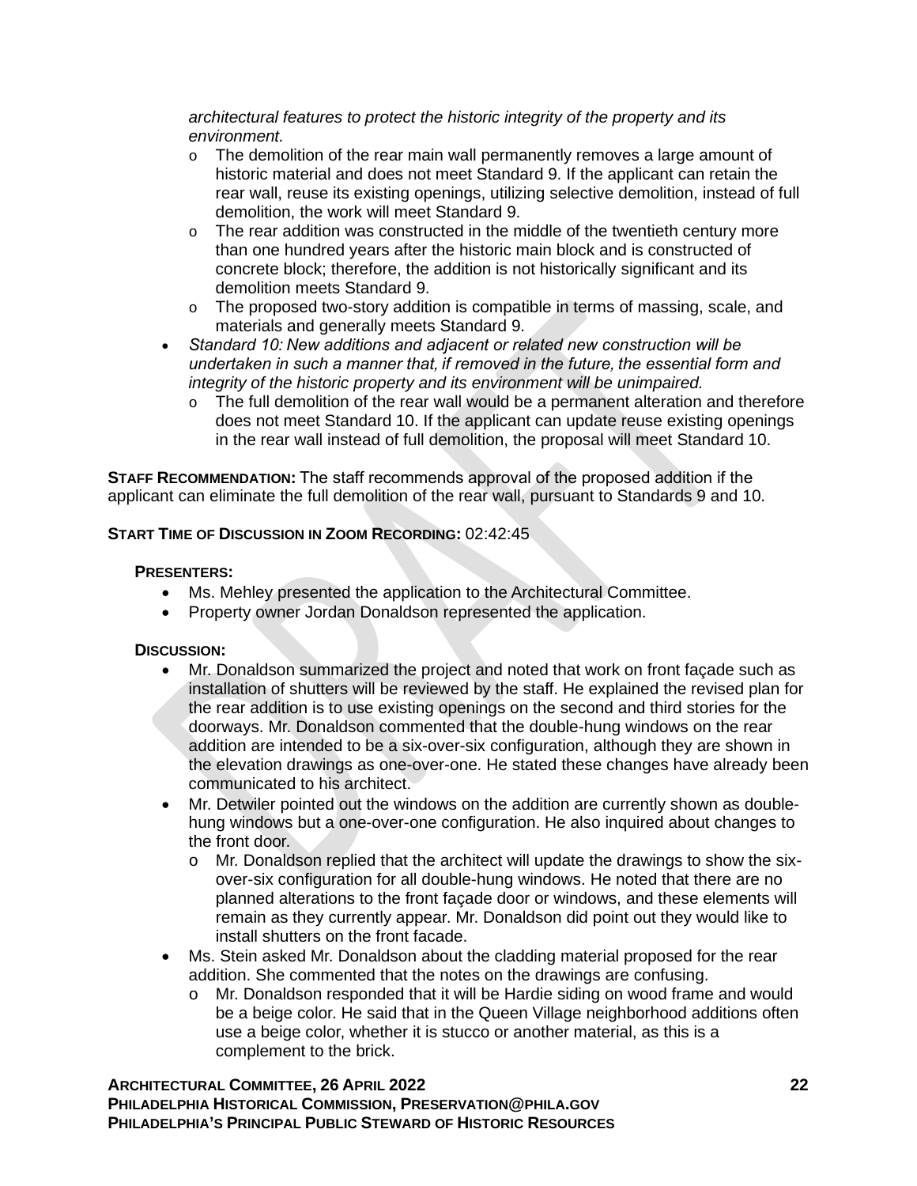*architectural features to protect the historic integrity of the property and its environment.*

  - The demolition of the rear main wall permanently removes a large amount of historic material and does not meet Standard 9. If the applicant can retain the rear wall, reuse its existing openings, utilizing selective demolition, instead of full demolition, the work will meet Standard 9.
  - The rear addition was constructed in the middle of the twentieth century more than one hundred years after the historic main block and is constructed of concrete block; therefore, the addition is not historically significant and its demolition meets Standard 9.
  - The proposed two-story addition is compatible in terms of massing, scale, and materials and generally meets Standard 9.

- *Standard 10: New additions and adjacent or related new construction will be undertaken in such a manner that, if removed in the future, the essential form and integrity of the historic property and its environment will be unimpaired.*
  - The full demolition of the rear wall would be a permanent alteration and therefore does not meet Standard 10. If the applicant can update reuse existing openings in the rear wall instead of full demolition, the proposal will meet Standard 10.

**STAFF RECOMMENDATION:** The staff recommends approval of the proposed addition if the applicant can eliminate the full demolition of the rear wall, pursuant to Standards 9 and 10.

**START TIME OF DISCUSSION IN ZOOM RECORDING:** 02:42:45

**PRESENTERS:**

- Ms. Mehley presented the application to the Architectural Committee.
- Property owner Jordan Donaldson represented the application.

**DISCUSSION:**

- Mr. Donaldson summarized the project and noted that work on front façade such as installation of shutters will be reviewed by the staff. He explained the revised plan for the rear addition is to use existing openings on the second and third stories for the doorways. Mr. Donaldson commented that the double-hung windows on the rear addition are intended to be a six-over-six configuration, although they are shown in the elevation drawings as one-over-one. He stated these changes have already been communicated to his architect.
- Mr. Detwiler pointed out the windows on the addition are currently shown as double-hung windows but a one-over-one configuration. He also inquired about changes to the front door.
  - Mr. Donaldson replied that the architect will update the drawings to show the six-over-six configuration for all double-hung windows. He noted that there are no planned alterations to the front façade door or windows, and these elements will remain as they currently appear. Mr. Donaldson did point out they would like to install shutters on the front facade.
- Ms. Stein asked Mr. Donaldson about the cladding material proposed for the rear addition. She commented that the notes on the drawings are confusing.
  - Mr. Donaldson responded that it will be Hardie siding on wood frame and would be a beige color. He said that in the Queen Village neighborhood additions often use a beige color, whether it is stucco or another material, as this is a complement to the brick.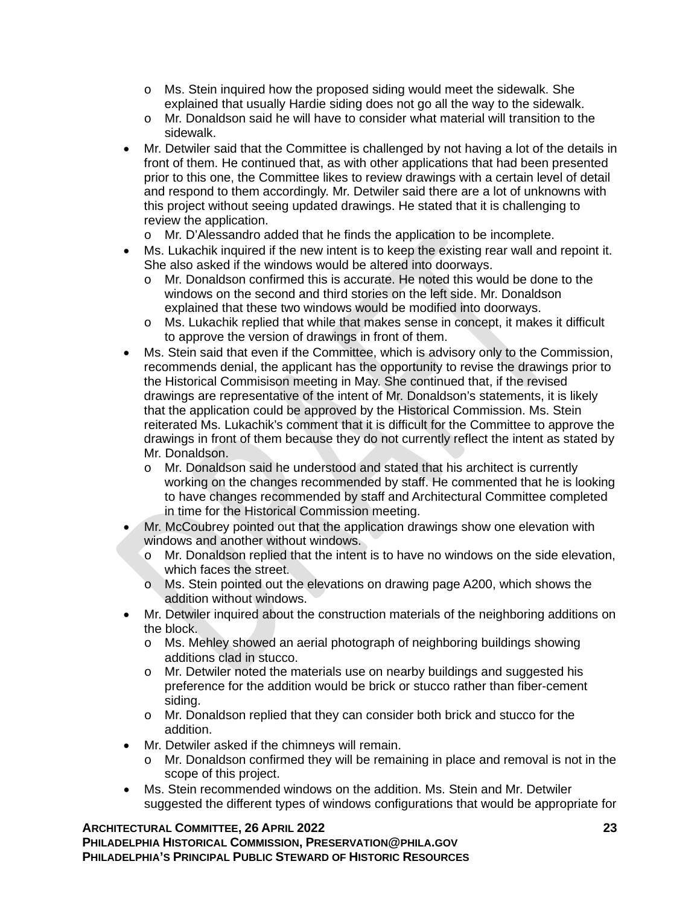- Ms. Stein inquired how the proposed siding would meet the sidewalk. She explained that usually Hardie siding does not go all the way to the sidewalk.
  - Mr. Donaldson said he will have to consider what material will transition to the sidewalk.
- Mr. Detwiler said that the Committee is challenged by not having a lot of the details in front of them. He continued that, as with other applications that had been presented prior to this one, the Committee likes to review drawings with a certain level of detail and respond to them accordingly. Mr. Detwiler said there are a lot of unknowns with this project without seeing updated drawings. He stated that it is challenging to review the application.
  - Mr. D'Alessandro added that he finds the application to be incomplete.
- Ms. Lukachik inquired if the new intent is to keep the existing rear wall and repoint it. She also asked if the windows would be altered into doorways.
  - Mr. Donaldson confirmed this is accurate. He noted this would be done to the windows on the second and third stories on the left side. Mr. Donaldson explained that these two windows would be modified into doorways.
  - Ms. Lukachik replied that while that makes sense in concept, it makes it difficult to approve the version of drawings in front of them.
- Ms. Stein said that even if the Committee, which is advisory only to the Commission, recommends denial, the applicant has the opportunity to revise the drawings prior to the Historical Commisison meeting in May. She continued that, if the revised drawings are representative of the intent of Mr. Donaldson's statements, it is likely that the application could be approved by the Historical Commission. Ms. Stein reiterated Ms. Lukachik's comment that it is difficult for the Committee to approve the drawings in front of them because they do not currently reflect the intent as stated by Mr. Donaldson.
  - Mr. Donaldson said he understood and stated that his architect is currently working on the changes recommended by staff. He commented that he is looking to have changes recommended by staff and Architectural Committee completed in time for the Historical Commission meeting.
- Mr. McCoubrey pointed out that the application drawings show one elevation with windows and another without windows.
  - Mr. Donaldson replied that the intent is to have no windows on the side elevation, which faces the street.
  - Ms. Stein pointed out the elevations on drawing page A200, which shows the addition without windows.
- Mr. Detwiler inquired about the construction materials of the neighboring additions on the block.
  - Ms. Mehley showed an aerial photograph of neighboring buildings showing additions clad in stucco.
  - Mr. Detwiler noted the materials use on nearby buildings and suggested his preference for the addition would be brick or stucco rather than fiber-cement siding.
  - Mr. Donaldson replied that they can consider both brick and stucco for the addition.
- Mr. Detwiler asked if the chimneys will remain.
  - Mr. Donaldson confirmed they will be remaining in place and removal is not in the scope of this project.
- Ms. Stein recommended windows on the addition. Ms. Stein and Mr. Detwiler suggested the different types of windows configurations that would be appropriate for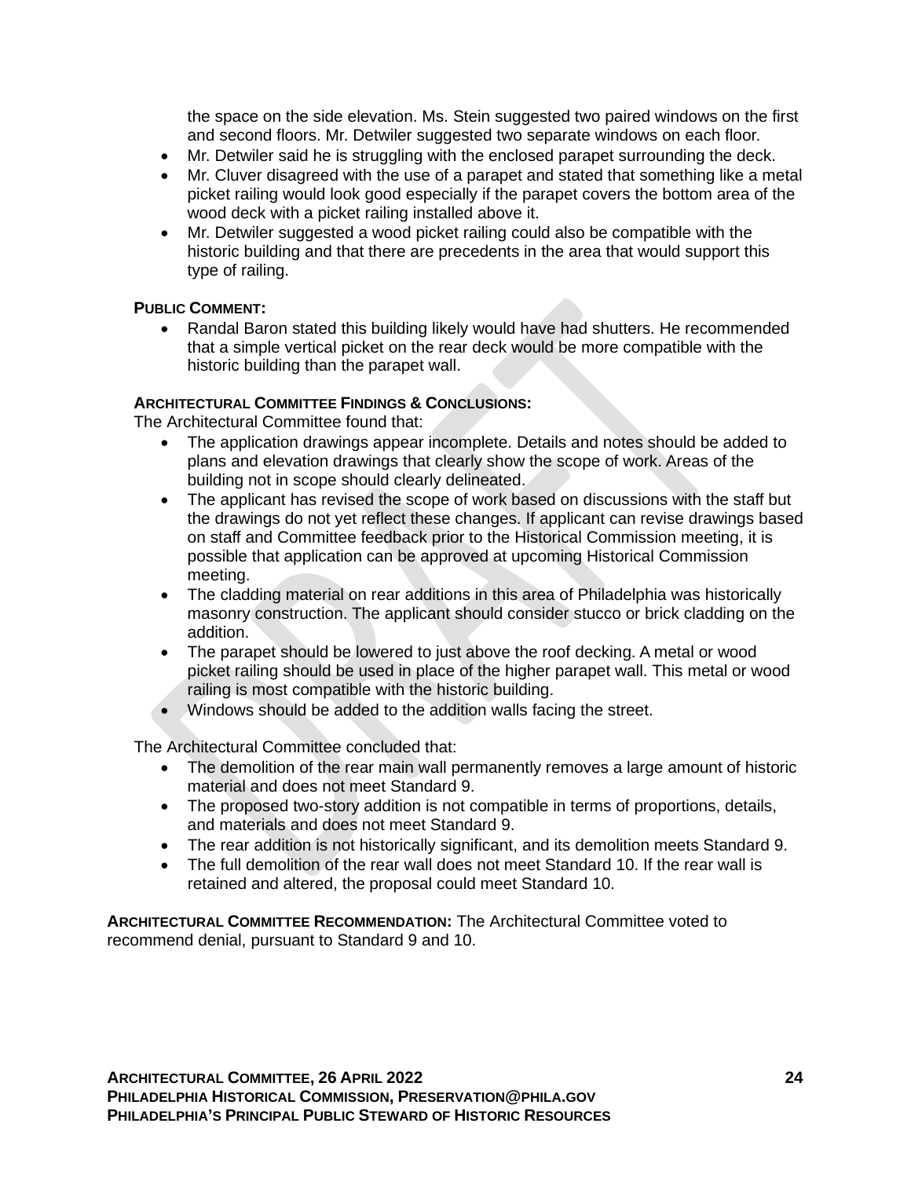the space on the side elevation. Ms. Stein suggested two paired windows on the first and second floors. Mr. Detwiler suggested two separate windows on each floor.

- Mr. Detwiler said he is struggling with the enclosed parapet surrounding the deck.
- Mr. Cluver disagreed with the use of a parapet and stated that something like a metal picket railing would look good especially if the parapet covers the bottom area of the wood deck with a picket railing installed above it.
- Mr. Detwiler suggested a wood picket railing could also be compatible with the historic building and that there are precedents in the area that would support this type of railing.

**PUBLIC COMMENT:**

- Randal Baron stated this building likely would have had shutters. He recommended that a simple vertical picket on the rear deck would be more compatible with the historic building than the parapet wall.

**ARCHITECTURAL COMMITTEE FINDINGS & CONCLUSIONS:**

The Architectural Committee found that:

- The application drawings appear incomplete. Details and notes should be added to plans and elevation drawings that clearly show the scope of work. Areas of the building not in scope should clearly delineated.
- The applicant has revised the scope of work based on discussions with the staff but the drawings do not yet reflect these changes. If applicant can revise drawings based on staff and Committee feedback prior to the Historical Commission meeting, it is possible that application can be approved at upcoming Historical Commission meeting.
- The cladding material on rear additions in this area of Philadelphia was historically masonry construction. The applicant should consider stucco or brick cladding on the addition.
- The parapet should be lowered to just above the roof decking. A metal or wood picket railing should be used in place of the higher parapet wall. This metal or wood railing is most compatible with the historic building.
- Windows should be added to the addition walls facing the street.

The Architectural Committee concluded that:

- The demolition of the rear main wall permanently removes a large amount of historic material and does not meet Standard 9.
- The proposed two-story addition is not compatible in terms of proportions, details, and materials and does not meet Standard 9.
- The rear addition is not historically significant, and its demolition meets Standard 9.
- The full demolition of the rear wall does not meet Standard 10. If the rear wall is retained and altered, the proposal could meet Standard 10.

**ARCHITECTURAL COMMITTEE RECOMMENDATION:** The Architectural Committee voted to recommend denial, pursuant to Standard 9 and 10.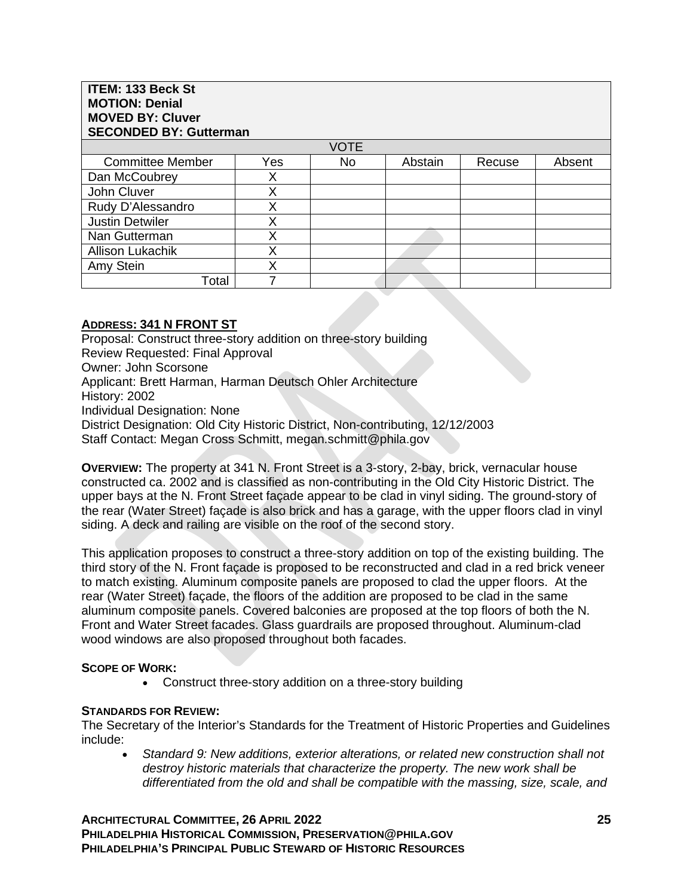**ITEM: 133 Beck St**
**MOTION: Denial**
**MOVED BY: Cluver**
**SECONDED BY: Gutterman**

| VOTE | | | | | |
|---|---|---|---|---|---|
| Committee Member | Yes | No | Abstain | Recuse | Absent |
| Dan McCoubrey | X | | | | |
| John Cluver | X | | | | |
| Rudy D'Alessandro | X | | | | |
| Justin Detwiler | X | | | | |
| Nan Gutterman | X | | | | |
| Allison Lukachik | X | | | | |
| Amy Stein | X | | | | |
| Total | 7 | | | | |

**ADDRESS: 341 N FRONT ST**

Proposal: Construct three-story addition on three-story building
Review Requested: Final Approval
Owner: John Scorsone
Applicant: Brett Harman, Harman Deutsch Ohler Architecture
History: 2002
Individual Designation: None
District Designation: Old City Historic District, Non-contributing, 12/12/2003
Staff Contact: Megan Cross Schmitt, megan.schmitt@phila.gov

**OVERVIEW:** The property at 341 N. Front Street is a 3-story, 2-bay, brick, vernacular house constructed ca. 2002 and is classified as non-contributing in the Old City Historic District. The upper bays at the N. Front Street façade appear to be clad in vinyl siding. The ground-story of the rear (Water Street) façade is also brick and has a garage, with the upper floors clad in vinyl siding. A deck and railing are visible on the roof of the second story.

This application proposes to construct a three-story addition on top of the existing building. The third story of the N. Front façade is proposed to be reconstructed and clad in a red brick veneer to match existing. Aluminum composite panels are proposed to clad the upper floors. At the rear (Water Street) façade, the floors of the addition are proposed to be clad in the same aluminum composite panels. Covered balconies are proposed at the top floors of both the N. Front and Water Street facades. Glass guardrails are proposed throughout. Aluminum-clad wood windows are also proposed throughout both facades.

**SCOPE OF WORK:**

- Construct three-story addition on a three-story building

**STANDARDS FOR REVIEW:**

The Secretary of the Interior's Standards for the Treatment of Historic Properties and Guidelines include:

- *Standard 9: New additions, exterior alterations, or related new construction shall not destroy historic materials that characterize the property. The new work shall be differentiated from the old and shall be compatible with the massing, size, scale, and*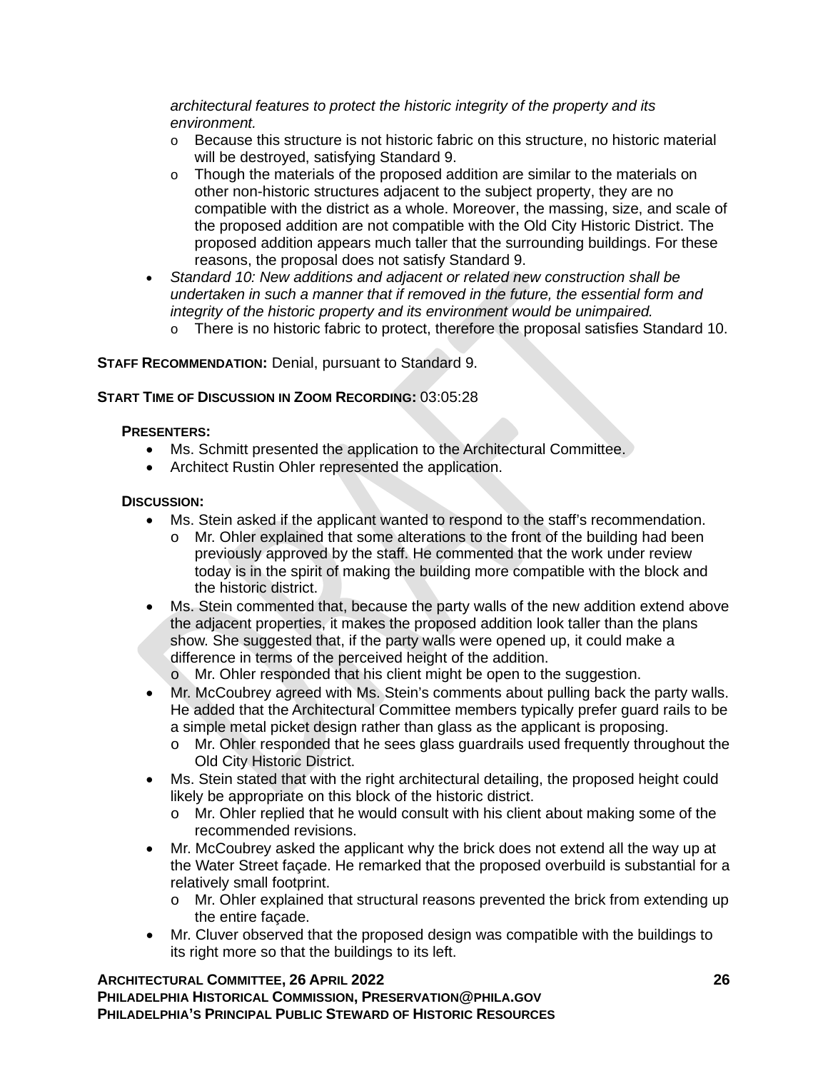*architectural features to protect the historic integrity of the property and its environment.*

- Because this structure is not historic fabric on this structure, no historic material will be destroyed, satisfying Standard 9.
- Though the materials of the proposed addition are similar to the materials on other non-historic structures adjacent to the subject property, they are no compatible with the district as a whole. Moreover, the massing, size, and scale of the proposed addition are not compatible with the Old City Historic District. The proposed addition appears much taller that the surrounding buildings. For these reasons, the proposal does not satisfy Standard 9.

- *Standard 10: New additions and adjacent or related new construction shall be undertaken in such a manner that if removed in the future, the essential form and integrity of the historic property and its environment would be unimpaired.*
  - There is no historic fabric to protect, therefore the proposal satisfies Standard 10.

**STAFF RECOMMENDATION:** Denial, pursuant to Standard 9.

**START TIME OF DISCUSSION IN ZOOM RECORDING:** 03:05:28

**PRESENTERS:**

- Ms. Schmitt presented the application to the Architectural Committee.
- Architect Rustin Ohler represented the application.

**DISCUSSION:**

- Ms. Stein asked if the applicant wanted to respond to the staff's recommendation.
  - Mr. Ohler explained that some alterations to the front of the building had been previously approved by the staff. He commented that the work under review today is in the spirit of making the building more compatible with the block and the historic district.
- Ms. Stein commented that, because the party walls of the new addition extend above the adjacent properties, it makes the proposed addition look taller than the plans show. She suggested that, if the party walls were opened up, it could make a difference in terms of the perceived height of the addition.
  - Mr. Ohler responded that his client might be open to the suggestion.
- Mr. McCoubrey agreed with Ms. Stein's comments about pulling back the party walls. He added that the Architectural Committee members typically prefer guard rails to be a simple metal picket design rather than glass as the applicant is proposing.
  - Mr. Ohler responded that he sees glass guardrails used frequently throughout the Old City Historic District.
- Ms. Stein stated that with the right architectural detailing, the proposed height could likely be appropriate on this block of the historic district.
  - Mr. Ohler replied that he would consult with his client about making some of the recommended revisions.
- Mr. McCoubrey asked the applicant why the brick does not extend all the way up at the Water Street façade. He remarked that the proposed overbuild is substantial for a relatively small footprint.
  - Mr. Ohler explained that structural reasons prevented the brick from extending up the entire façade.
- Mr. Cluver observed that the proposed design was compatible with the buildings to its right more so that the buildings to its left.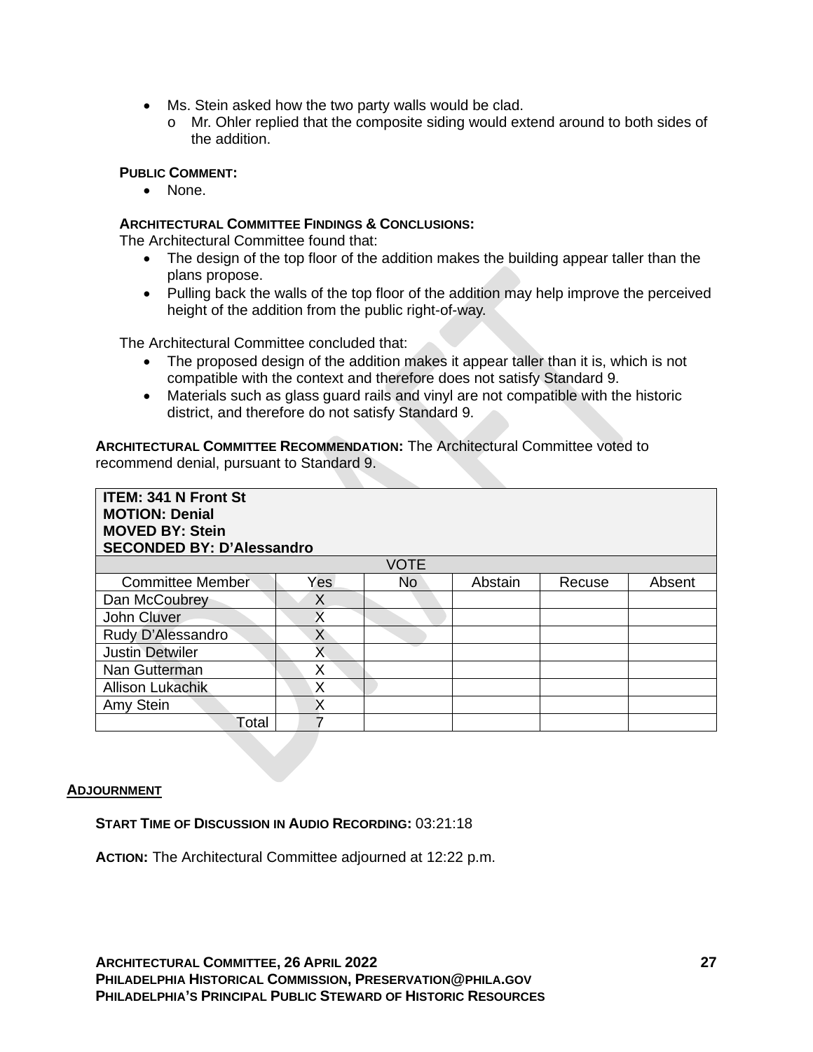- Ms. Stein asked how the two party walls would be clad.
  - o Mr. Ohler replied that the composite siding would extend around to both sides of the addition.

**PUBLIC COMMENT:**

- None.

**ARCHITECTURAL COMMITTEE FINDINGS & CONCLUSIONS:**

The Architectural Committee found that:

- The design of the top floor of the addition makes the building appear taller than the plans propose.
- Pulling back the walls of the top floor of the addition may help improve the perceived height of the addition from the public right-of-way.

The Architectural Committee concluded that:

- The proposed design of the addition makes it appear taller than it is, which is not compatible with the context and therefore does not satisfy Standard 9.
- Materials such as glass guard rails and vinyl are not compatible with the historic district, and therefore do not satisfy Standard 9.

**ARCHITECTURAL COMMITTEE RECOMMENDATION:** The Architectural Committee voted to recommend denial, pursuant to Standard 9.

| **ITEM: 341 N Front St**<br>**MOTION: Denial**<br>**MOVED BY: Stein**<br>**SECONDED BY: D'Alessandro** | | | | | |
|---|---|---|---|---|---|
| VOTE | | | | | |
| Committee Member | Yes | No | Abstain | Recuse | Absent |
| Dan McCoubrey | X | | | | |
| John Cluver | X | | | | |
| Rudy D'Alessandro | X | | | | |
| Justin Detwiler | X | | | | |
| Nan Gutterman | X | | | | |
| Allison Lukachik | X | | | | |
| Amy Stein | X | | | | |
| Total | 7 | | | | |

**ADJOURNMENT**

**START TIME OF DISCUSSION IN AUDIO RECORDING:** 03:21:18

**ACTION:** The Architectural Committee adjourned at 12:22 p.m.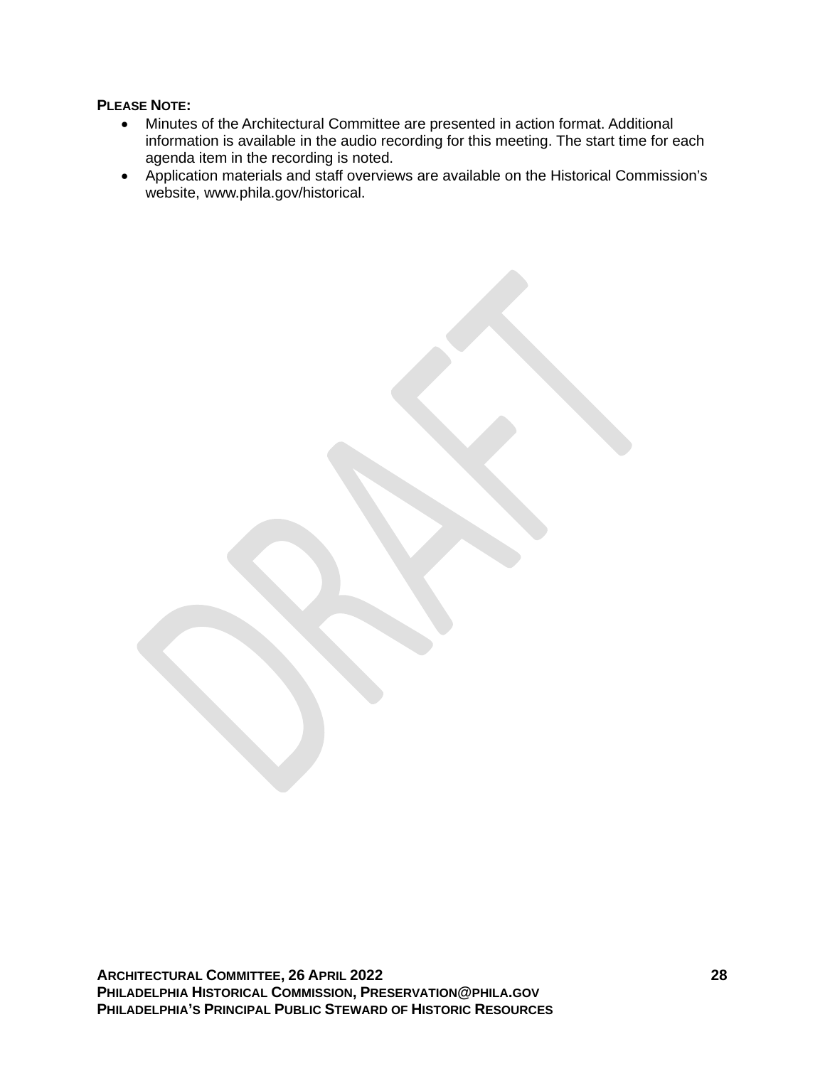**PLEASE NOTE:**

- Minutes of the Architectural Committee are presented in action format. Additional information is available in the audio recording for this meeting. The start time for each agenda item in the recording is noted.
- Application materials and staff overviews are available on the Historical Commission's website, www.phila.gov/historical.